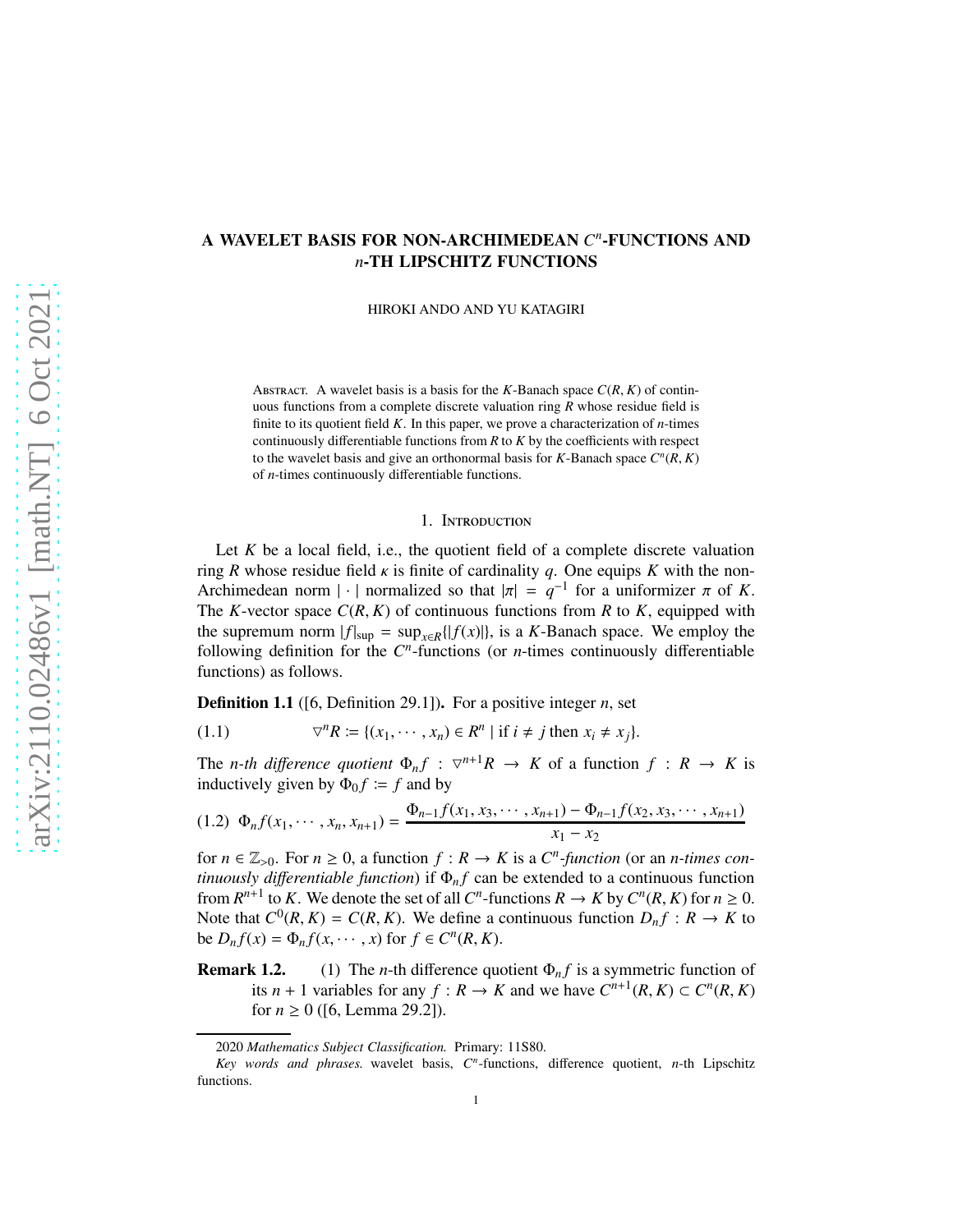# A WAVELET BASIS FOR NON-ARCHIMEDEAN $C^n$-FUNCTIONS AND $n$-TH LIPSCHITZ FUNCTIONS

HIROKI ANDO AND YU KATAGIRI

Abstract. A wavelet basis is a basis for the $K$-Banach space $C(R, K)$ of continuous functions from a complete discrete valuation ring $R$ whose residue field is finite to its quotient field $K$. In this paper, we prove a characterization of $n$-times continuously differentiable functions from $R$ to $K$ by the coefficients with respect to the wavelet basis and give an orthonormal basis for $K$-Banach space $C^n(R, K)$ of $n$-times continuously differentiable functions.

## 1. Introduction

Let $K$ be a local field, i.e., the quotient field of a complete discrete valuation ring $R$ whose residue field $\kappa$ is finite of cardinality $q$. One equips $K$ with the non-Archimedean norm $|\cdot|$ normalized so that $|\pi| = q^{-1}$ for a uniformizer $\pi$ of $K$. The $K$-vector space $C(R, K)$ of continuous functions from $R$ to $K$, equipped with the supremum norm $|f|_{\sup} = \sup_{x \in R}\{|f(x)|\}$, is a $K$-Banach space. We employ the following definition for the $C^n$-functions (or $n$-times continuously differentiable functions) as follows.

**Definition 1.1** ([6, Definition 29.1]). For a positive integer $n$, set

$$\triangledown^n R := \{(x_1, \cdots, x_n) \in R^n \mid \text{if } i \neq j \text{ then } x_i \neq x_j\}. \tag{1.1}$$

The *$n$-th difference quotient* $\Phi_n f : \triangledown^{n+1} R \to K$ of a function $f : R \to K$ is inductively given by $\Phi_0 f := f$ and by

$$\Phi_n f(x_1, \cdots, x_n, x_{n+1}) = \frac{\Phi_{n-1} f(x_1, x_3, \cdots, x_{n+1}) - \Phi_{n-1} f(x_2, x_3, \cdots, x_{n+1})}{x_1 - x_2} \tag{1.2}$$

for $n \in \mathbb{Z}_{>0}$. For $n \geq 0$, a function $f : R \to K$ is a *$C^n$-function* (or an *$n$-times continuously differentiable function*) if $\Phi_n f$ can be extended to a continuous function from $R^{n+1}$ to $K$. We denote the set of all $C^n$-functions $R \to K$ by $C^n(R, K)$ for $n \geq 0$. Note that $C^0(R, K) = C(R, K)$. We define a continuous function $D_n f : R \to K$ to be $D_n f(x) = \Phi_n f(x, \cdots, x)$ for $f \in C^n(R, K)$.

**Remark 1.2.** (1) The $n$-th difference quotient $\Phi_n f$ is a symmetric function of its $n+1$ variables for any $f : R \to K$ and we have $C^{n+1}(R, K) \subset C^n(R, K)$ for $n \geq 0$ ([6, Lemma 29.2]).

---

2020 *Mathematics Subject Classification.* Primary: 11S80.

*Key words and phrases.* wavelet basis, $C^n$-functions, difference quotient, $n$-th Lipschitz functions.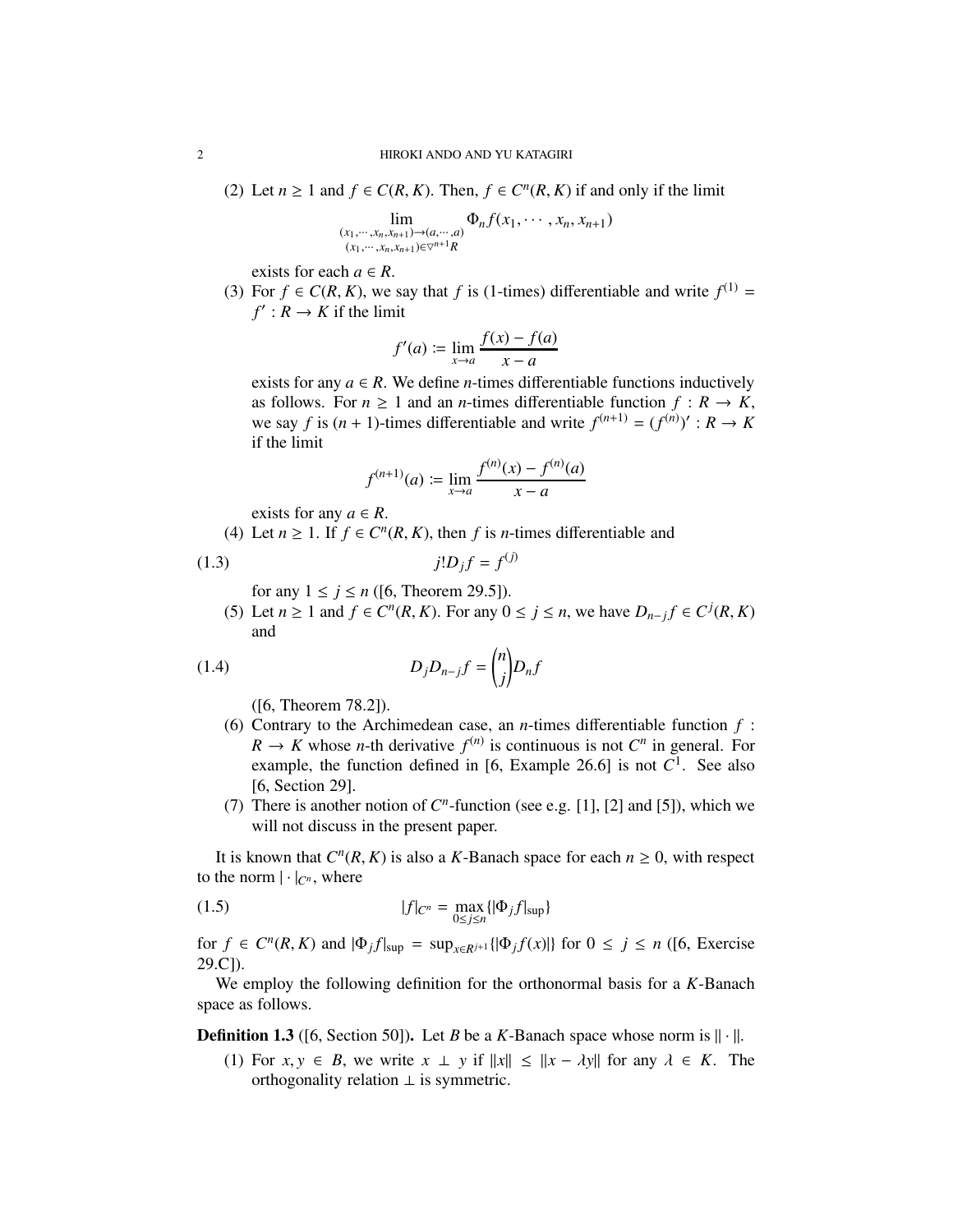(2) Let $n \geq 1$ and $f \in C(R, K)$. Then, $f \in C^n(R, K)$ if and only if the limit

$$\lim_{\substack{(x_1, \cdots, x_n, x_{n+1}) \to (a, \cdots, a) \\ (x_1, \cdots, x_n, x_{n+1}) \in \triangledown^{n+1} R}} \Phi_n f(x_1, \cdots, x_n, x_{n+1})$$

exists for each $a \in R$.

(3) For $f \in C(R, K)$, we say that $f$ is (1-times) differentiable and write $f^{(1)} = f' : R \to K$ if the limit

$$f'(a) := \lim_{x \to a} \frac{f(x) - f(a)}{x - a}$$

exists for any $a \in R$. We define $n$-times differentiable functions inductively as follows. For $n \geq 1$ and an $n$-times differentiable function $f : R \to K$, we say $f$ is $(n+1)$-times differentiable and write $f^{(n+1)} = (f^{(n)})' : R \to K$ if the limit

$$f^{(n+1)}(a) := \lim_{x \to a} \frac{f^{(n)}(x) - f^{(n)}(a)}{x - a}$$

exists for any $a \in R$.

(4) Let $n \geq 1$. If $f \in C^n(R, K)$, then $f$ is $n$-times differentiable and

$$j! D_j f = f^{(j)} \tag{1.3}$$

for any $1 \leq j \leq n$ ([6, Theorem 29.5]).

(5) Let $n \geq 1$ and $f \in C^n(R, K)$. For any $0 \leq j \leq n$, we have $D_{n-j} f \in C^j(R, K)$ and

$$D_j D_{n-j} f = \binom{n}{j} D_n f \tag{1.4}$$

([6, Theorem 78.2]).

(6) Contrary to the Archimedean case, an $n$-times differentiable function $f : R \to K$ whose $n$-th derivative $f^{(n)}$ is continuous is not $C^n$ in general. For example, the function defined in [6, Example 26.6] is not $C^1$. See also [6, Section 29].

(7) There is another notion of $C^n$-function (see e.g. [1], [2] and [5]), which we will not discuss in the present paper.

It is known that $C^n(R, K)$ is also a $K$-Banach space for each $n \geq 0$, with respect to the norm $|\cdot|_{C^n}$, where

$$|f|_{C^n} = \max_{0 \leq j \leq n} \{ |\Phi_j f|_{\sup} \} \tag{1.5}$$

for $f \in C^n(R, K)$ and $|\Phi_j f|_{\sup} = \sup_{x \in R^{j+1}} \{ |\Phi_j f(x)| \}$ for $0 \leq j \leq n$ ([6, Exercise 29.C]).

We employ the following definition for the orthonormal basis for a $K$-Banach space as follows.

**Definition 1.3** ([6, Section 50]). Let $B$ be a $K$-Banach space whose norm is $\|\cdot\|$.

(1) For $x, y \in B$, we write $x \perp y$ if $\|x\| \leq \|x - \lambda y\|$ for any $\lambda \in K$. The orthogonality relation $\perp$ is symmetric.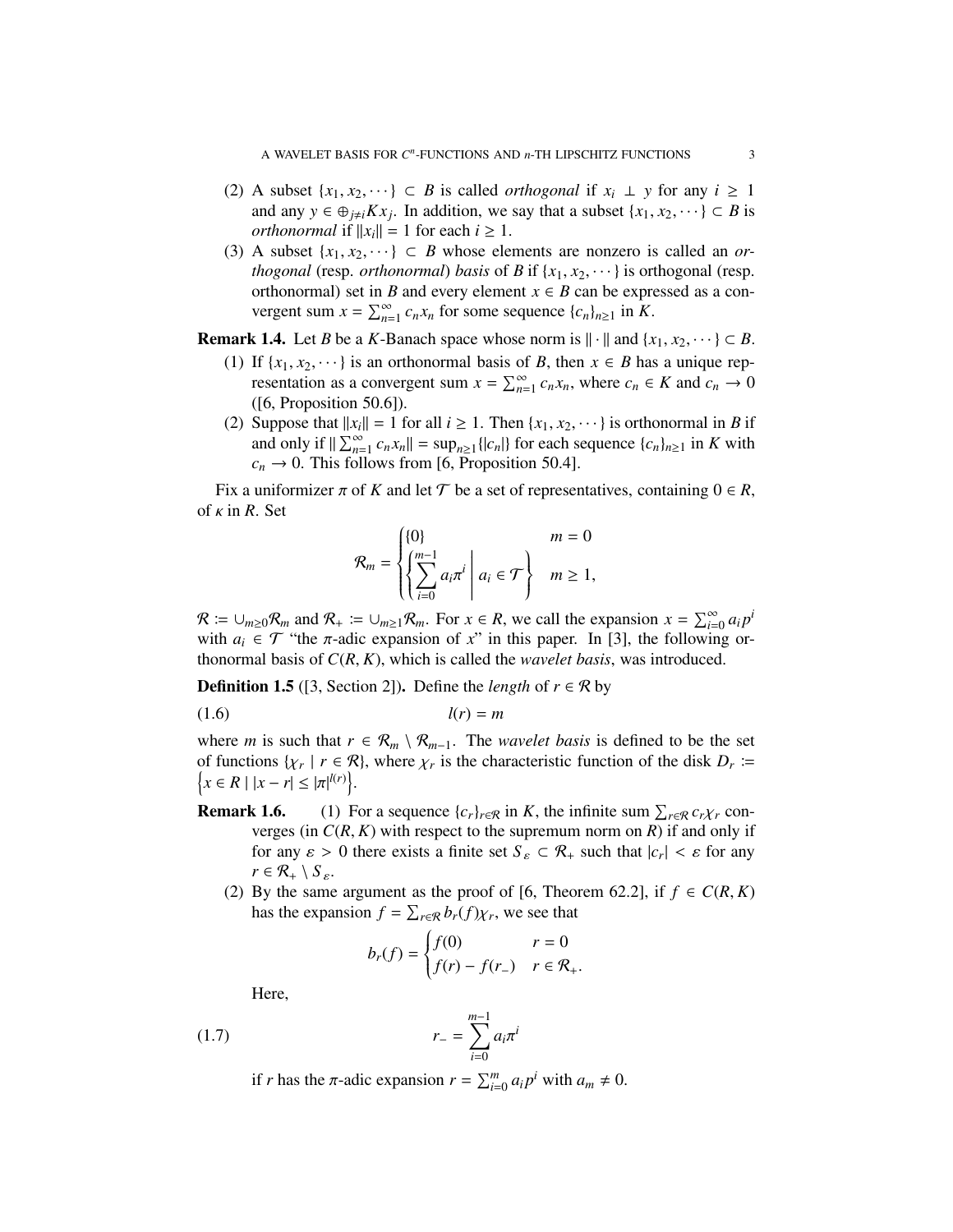(2) A subset $\{x_1, x_2, \cdots\} \subset B$ is called *orthogonal* if $x_i \perp y$ for any $i \geq 1$ and any $y \in \oplus_{j \neq i} K x_j$. In addition, we say that a subset $\{x_1, x_2, \cdots\} \subset B$ is *orthonormal* if $\|x_i\| = 1$ for each $i \geq 1$.

(3) A subset $\{x_1, x_2, \cdots\} \subset B$ whose elements are nonzero is called an *orthogonal* (resp. *orthonormal*) *basis* of $B$ if $\{x_1, x_2, \cdots\}$ is orthogonal (resp. orthonormal) set in $B$ and every element $x \in B$ can be expressed as a convergent sum $x = \sum_{n=1}^{\infty} c_n x_n$ for some sequence $\{c_n\}_{n \geq 1}$ in $K$.

**Remark 1.4.** Let $B$ be a $K$-Banach space whose norm is $\|\cdot\|$ and $\{x_1, x_2, \cdots\} \subset B$.

(1) If $\{x_1, x_2, \cdots\}$ is an orthonormal basis of $B$, then $x \in B$ has a unique representation as a convergent sum $x = \sum_{n=1}^{\infty} c_n x_n$, where $c_n \in K$ and $c_n \to 0$ ([6, Proposition 50.6]).

(2) Suppose that $\|x_i\| = 1$ for all $i \geq 1$. Then $\{x_1, x_2, \cdots\}$ is orthonormal in $B$ if and only if $\|\sum_{n=1}^{\infty} c_n x_n\| = \sup_{n \geq 1}\{|c_n|\}$ for each sequence $\{c_n\}_{n \geq 1}$ in $K$ with $c_n \to 0$. This follows from [6, Proposition 50.4].

Fix a uniformizer $\pi$ of $K$ and let $\mathcal{T}$ be a set of representatives, containing $0 \in R$, of $\kappa$ in $R$. Set

$$\mathcal{R}_m = \begin{cases} \{0\} & m = 0 \\ \left\{ \sum_{i=0}^{m-1} a_i \pi^i \;\middle|\; a_i \in \mathcal{T} \right\} & m \geq 1, \end{cases}$$

$\mathcal{R} := \cup_{m \geq 0} \mathcal{R}_m$ and $\mathcal{R}_+ := \cup_{m \geq 1} \mathcal{R}_m$. For $x \in R$, we call the expansion $x = \sum_{i=0}^{\infty} a_i p^i$ with $a_i \in \mathcal{T}$ "the $\pi$-adic expansion of $x$" in this paper. In [3], the following orthonormal basis of $C(R, K)$, which is called the *wavelet basis*, was introduced.

**Definition 1.5** ([3, Section 2])**.** Define the *length* of $r \in \mathcal{R}$ by

$$l(r) = m \tag{1.6}$$

where $m$ is such that $r \in \mathcal{R}_m \setminus \mathcal{R}_{m-1}$. The *wavelet basis* is defined to be the set of functions $\{\chi_r \mid r \in \mathcal{R}\}$, where $\chi_r$ is the characteristic function of the disk $D_r := \left\{ x \in R \mid |x - r| \leq |\pi|^{l(r)} \right\}$.

**Remark 1.6.** (1) For a sequence $\{c_r\}_{r \in \mathcal{R}}$ in $K$, the infinite sum $\sum_{r \in \mathcal{R}} c_r \chi_r$ converges (in $C(R, K)$ with respect to the supremum norm on $R$) if and only if for any $\varepsilon > 0$ there exists a finite set $S_\varepsilon \subset \mathcal{R}_+$ such that $|c_r| < \varepsilon$ for any $r \in \mathcal{R}_+ \setminus S_\varepsilon$.

(2) By the same argument as the proof of [6, Theorem 62.2], if $f \in C(R, K)$ has the expansion $f = \sum_{r \in \mathcal{R}} b_r(f) \chi_r$, we see that

$$b_r(f) = \begin{cases} f(0) & r = 0 \\ f(r) - f(r_-) & r \in \mathcal{R}_+. \end{cases}$$

Here,

$$r_- = \sum_{i=0}^{m-1} a_i \pi^i \tag{1.7}$$

if $r$ has the $\pi$-adic expansion $r = \sum_{i=0}^{m} a_i p^i$ with $a_m \neq 0$.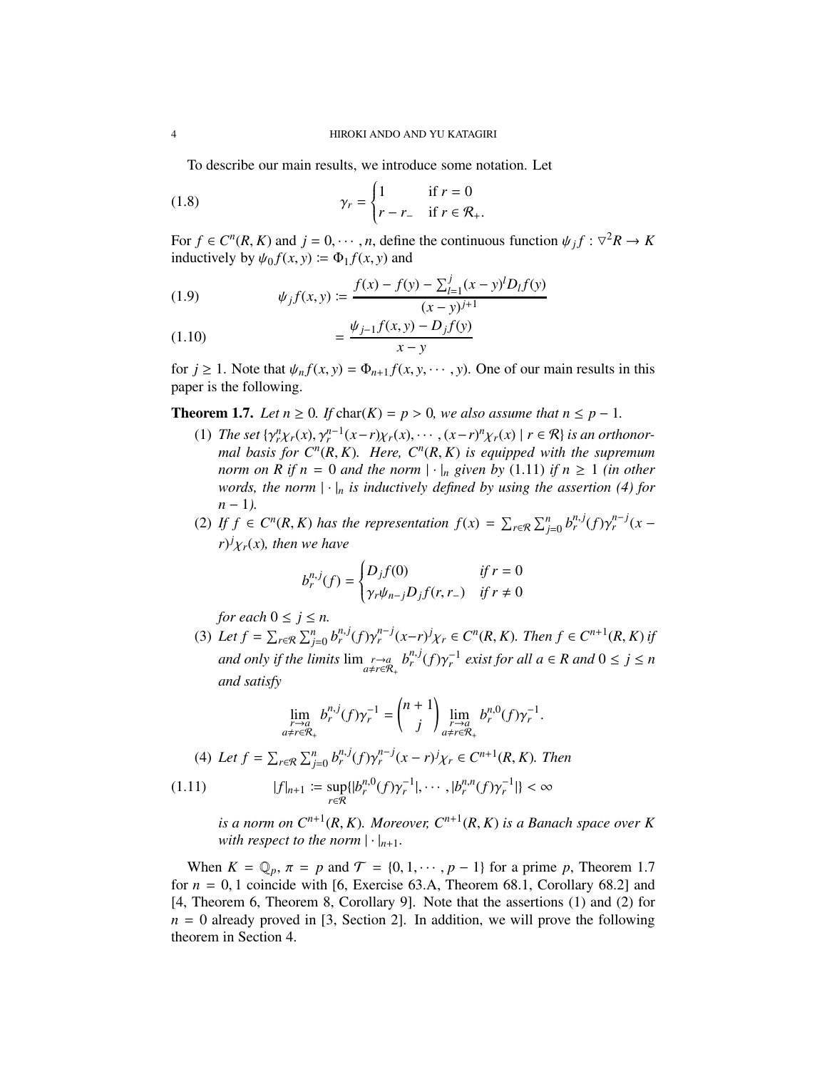To describe our main results, we introduce some notation. Let

$$\gamma_r = \begin{cases} 1 & \text{if } r = 0 \\ r - r_- & \text{if } r \in \mathcal{R}_+. \end{cases} \tag{1.8}$$

For $f \in C^n(R, K)$ and $j = 0, \cdots, n$, define the continuous function $\psi_j f : \triangledown^2 R \to K$ inductively by $\psi_0 f(x, y) \coloneqq \Phi_1 f(x, y)$ and

$$\psi_j f(x, y) \coloneqq \frac{f(x) - f(y) - \sum_{l=1}^{j} (x - y)^l D_l f(y)}{(x - y)^{j+1}} \tag{1.9}$$

$$= \frac{\psi_{j-1} f(x, y) - D_j f(y)}{x - y} \tag{1.10}$$

for $j \geq 1$. Note that $\psi_n f(x, y) = \Phi_{n+1} f(x, y, \cdots, y)$. One of our main results in this paper is the following.

**Theorem 1.7.** *Let $n \geq 0$. If $\mathrm{char}(K) = p > 0$, we also assume that $n \leq p - 1$.*

1. *The set $\{\gamma_r^n \chi_r(x), \gamma_r^{n-1}(x-r)\chi_r(x), \cdots, (x-r)^n \chi_r(x) \mid r \in \mathcal{R}\}$ is an orthonormal basis for $C^n(R, K)$. Here, $C^n(R, K)$ is equipped with the supremum norm on $R$ if $n = 0$ and the norm $|\cdot|_n$ given by (1.11) if $n \geq 1$ (in other words, the norm $|\cdot|_n$ is inductively defined by using the assertion (4) for $n - 1$).*
2. *If $f \in C^n(R, K)$ has the representation $f(x) = \sum_{r \in \mathcal{R}} \sum_{j=0}^{n} b_r^{n,j}(f) \gamma_r^{n-j} (x - r)^j \chi_r(x)$, then we have*
$$b_r^{n,j}(f) = \begin{cases} D_j f(0) & \text{if } r = 0 \\ \gamma_r \psi_{n-j} D_j f(r, r_-) & \text{if } r \neq 0 \end{cases}$$
*for each $0 \leq j \leq n$.*
3. *Let $f = \sum_{r \in \mathcal{R}} \sum_{j=0}^{n} b_r^{n,j}(f) \gamma_r^{n-j}(x-r)^j \chi_r \in C^n(R, K)$. Then $f \in C^{n+1}(R, K)$ if and only if the limits $\lim_{\substack{r \to a \\ a \neq r \in \mathcal{R}_+}} b_r^{n,j}(f) \gamma_r^{-1}$ exist for all $a \in R$ and $0 \leq j \leq n$ and satisfy*
$$\lim_{\substack{r \to a \\ a \neq r \in \mathcal{R}_+}} b_r^{n,j}(f) \gamma_r^{-1} = \binom{n+1}{j} \lim_{\substack{r \to a \\ a \neq r \in \mathcal{R}_+}} b_r^{n,0}(f) \gamma_r^{-1}.$$
4. *Let $f = \sum_{r \in \mathcal{R}} \sum_{j=0}^{n} b_r^{n,j}(f) \gamma_r^{n-j} (x - r)^j \chi_r \in C^{n+1}(R, K)$. Then*
$$|f|_{n+1} \coloneqq \sup_{r \in \mathcal{R}} \{|b_r^{n,0}(f) \gamma_r^{-1}|, \cdots, |b_r^{n,n}(f) \gamma_r^{-1}|\} < \infty \tag{1.11}$$
*is a norm on $C^{n+1}(R, K)$. Moreover, $C^{n+1}(R, K)$ is a Banach space over $K$ with respect to the norm $|\cdot|_{n+1}$.*

When $K = \mathbb{Q}_p$, $\pi = p$ and $\mathcal{T} = \{0, 1, \cdots, p - 1\}$ for a prime $p$, Theorem 1.7 for $n = 0, 1$ coincide with [6, Exercise 63.A, Theorem 68.1, Corollary 68.2] and [4, Theorem 6, Theorem 8, Corollary 9]. Note that the assertions (1) and (2) for $n = 0$ already proved in [3, Section 2]. In addition, we will prove the following theorem in Section 4.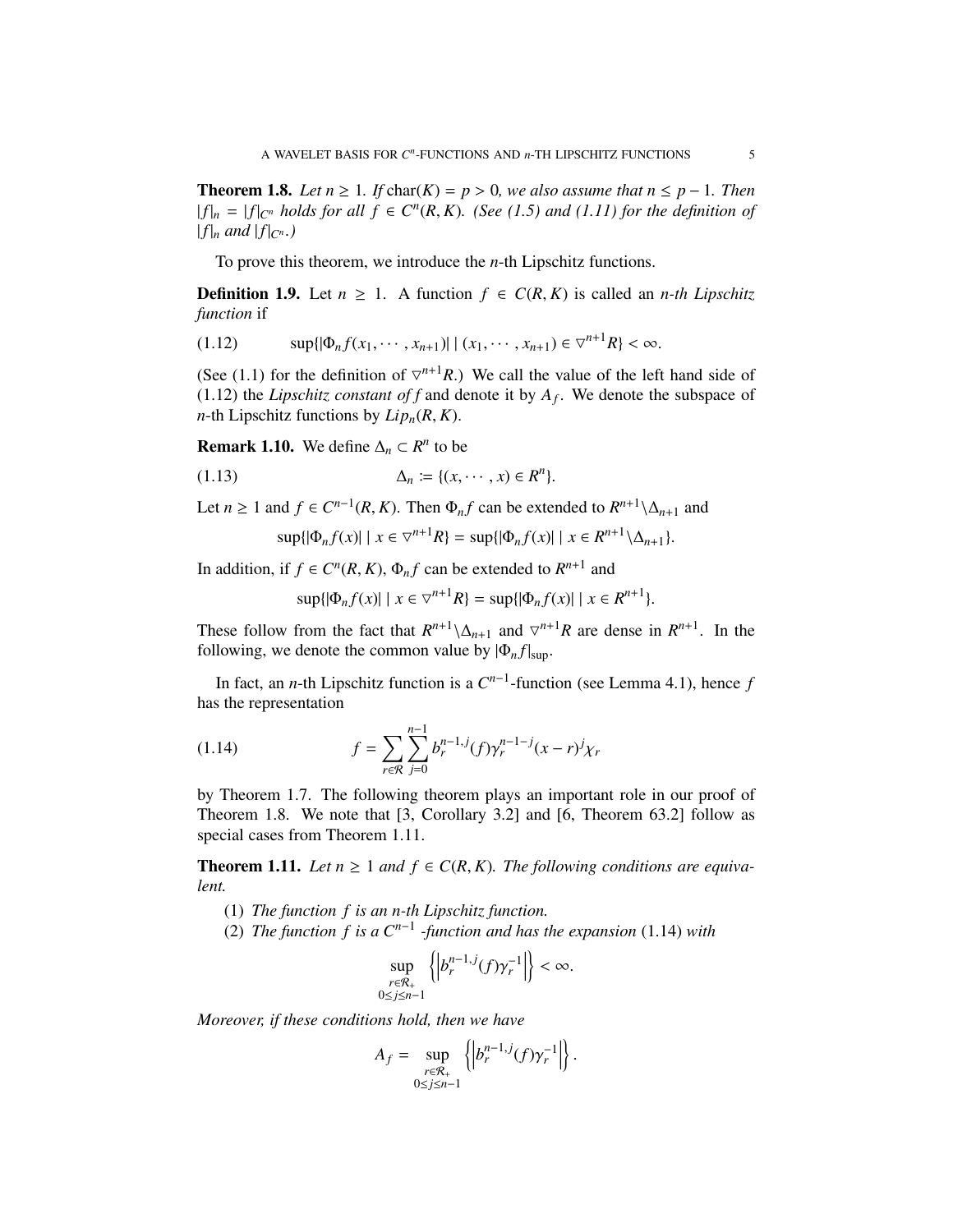**Theorem 1.8.** *Let $n \geq 1$. If $\operatorname{char}(K) = p > 0$, we also assume that $n \leq p-1$. Then $|f|_n = |f|_{C^n}$ holds for all $f \in C^n(R, K)$. (See (1.5) and (1.11) for the definition of $|f|_n$ and $|f|_{C^n}$.)*

To prove this theorem, we introduce the $n$-th Lipschitz functions.

**Definition 1.9.** Let $n \geq 1$. A function $f \in C(R, K)$ is called an *$n$-th Lipschitz function* if

$$\sup\{|\Phi_n f(x_1, \cdots, x_{n+1})| \mid (x_1, \cdots, x_{n+1}) \in \triangledown^{n+1} R\} < \infty. \tag{1.12}$$

(See (1.1) for the definition of $\triangledown^{n+1} R$.) We call the value of the left hand side of (1.12) the *Lipschitz constant of $f$* and denote it by $A_f$. We denote the subspace of $n$-th Lipschitz functions by $Lip_n(R, K)$.

**Remark 1.10.** We define $\Delta_n \subset R^n$ to be

$$\Delta_n := \{(x, \cdots, x) \in R^n\}. \tag{1.13}$$

Let $n \geq 1$ and $f \in C^{n-1}(R, K)$. Then $\Phi_n f$ can be extended to $R^{n+1} \backslash \Delta_{n+1}$ and

$$\sup\{|\Phi_n f(x)| \mid x \in \triangledown^{n+1} R\} = \sup\{|\Phi_n f(x)| \mid x \in R^{n+1} \backslash \Delta_{n+1}\}.$$

In addition, if $f \in C^n(R, K)$, $\Phi_n f$ can be extended to $R^{n+1}$ and

$$\sup\{|\Phi_n f(x)| \mid x \in \triangledown^{n+1} R\} = \sup\{|\Phi_n f(x)| \mid x \in R^{n+1}\}.$$

These follow from the fact that $R^{n+1} \backslash \Delta_{n+1}$ and $\triangledown^{n+1} R$ are dense in $R^{n+1}$. In the following, we denote the common value by $|\Phi_n f|_{\sup}$.

In fact, an $n$-th Lipschitz function is a $C^{n-1}$-function (see Lemma 4.1), hence $f$ has the representation

$$f = \sum_{r \in \mathcal{R}} \sum_{j=0}^{n-1} b_r^{n-1,j}(f) \gamma_r^{n-1-j} (x - r)^j \chi_r \tag{1.14}$$

by Theorem 1.7. The following theorem plays an important role in our proof of Theorem 1.8. We note that [3, Corollary 3.2] and [6, Theorem 63.2] follow as special cases from Theorem 1.11.

**Theorem 1.11.** *Let $n \geq 1$ and $f \in C(R, K)$. The following conditions are equivalent.*

1. *The function $f$ is an $n$-th Lipschitz function.*
2. *The function $f$ is a $C^{n-1}$ -function and has the expansion* (1.14) *with*

$$\sup_{\substack{r \in \mathcal{R}_+ \\ 0 \leq j \leq n-1}} \left\{ \left| b_r^{n-1,j}(f) \gamma_r^{-1} \right| \right\} < \infty.$$

*Moreover, if these conditions hold, then we have*

$$A_f = \sup_{\substack{r \in \mathcal{R}_+ \\ 0 \leq j \leq n-1}} \left\{ \left| b_r^{n-1,j}(f) \gamma_r^{-1} \right| \right\}.$$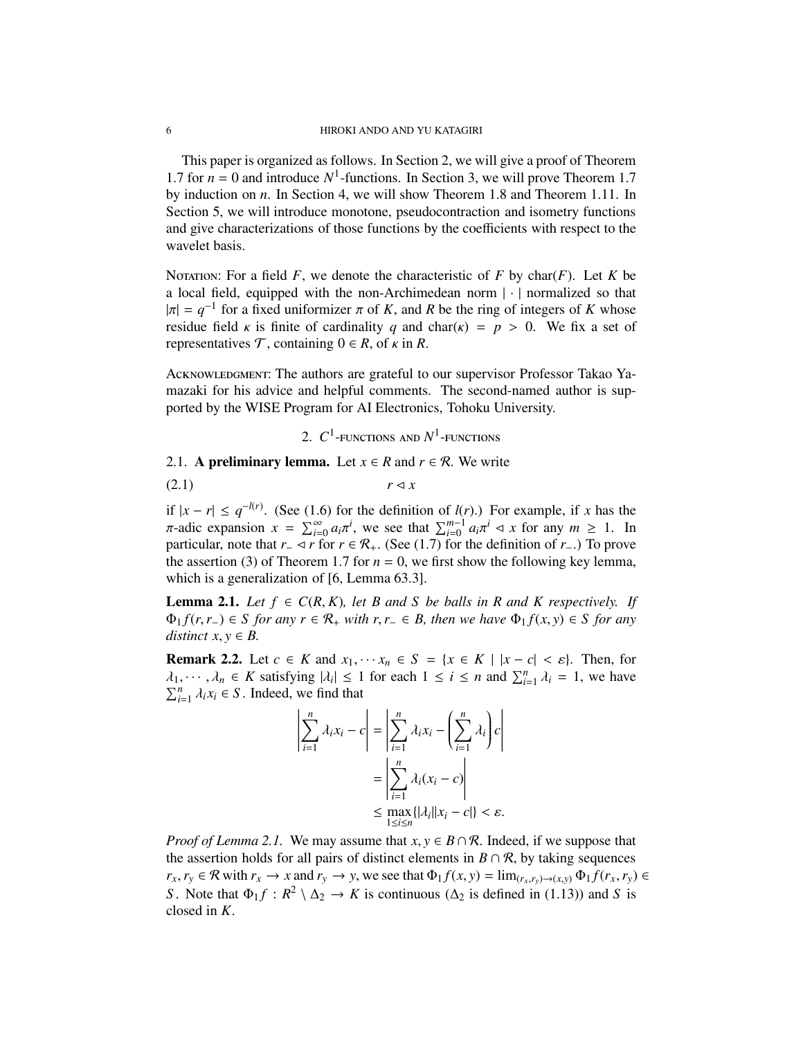This paper is organized as follows. In Section 2, we will give a proof of Theorem 1.7 for $n = 0$ and introduce $N^1$-functions. In Section 3, we will prove Theorem 1.7 by induction on $n$. In Section 4, we will show Theorem 1.8 and Theorem 1.11. In Section 5, we will introduce monotone, pseudocontraction and isometry functions and give characterizations of those functions by the coefficients with respect to the wavelet basis.

Notation: For a field $F$, we denote the characteristic of $F$ by $\mathrm{char}(F)$. Let $K$ be a local field, equipped with the non-Archimedean norm $|\cdot|$ normalized so that $|\pi| = q^{-1}$ for a fixed uniformizer $\pi$ of $K$, and $R$ be the ring of integers of $K$ whose residue field $\kappa$ is finite of cardinality $q$ and $\mathrm{char}(\kappa) = p > 0$. We fix a set of representatives $\mathcal{T}$, containing $0 \in R$, of $\kappa$ in $R$.

Acknowledgment: The authors are grateful to our supervisor Professor Takao Yamazaki for his advice and helpful comments. The second-named author is supported by the WISE Program for AI Electronics, Tohoku University.

## 2. $C^1$-functions and $N^1$-functions

**2.1. A preliminary lemma.** Let $x \in R$ and $r \in \mathcal{R}$. We write

$$r \lhd x \tag{2.1}$$

if $|x - r| \leq q^{-l(r)}$. (See (1.6) for the definition of $l(r)$.) For example, if $x$ has the $\pi$-adic expansion $x = \sum_{i=0}^{\infty} a_i \pi^i$, we see that $\sum_{i=0}^{m-1} a_i \pi^i \lhd x$ for any $m \geq 1$. In particular, note that $r_- \lhd r$ for $r \in \mathcal{R}_+$. (See (1.7) for the definition of $r_-$.) To prove the assertion (3) of Theorem 1.7 for $n = 0$, we first show the following key lemma, which is a generalization of [6, Lemma 63.3].

**Lemma 2.1.** *Let $f \in C(R, K)$, let $B$ and $S$ be balls in $R$ and $K$ respectively. If $\Phi_1 f(r, r_-) \in S$ for any $r \in \mathcal{R}_+$ with $r, r_- \in B$, then we have $\Phi_1 f(x, y) \in S$ for any distinct $x, y \in B$.*

**Remark 2.2.** Let $c \in K$ and $x_1, \cdots x_n \in S = \{x \in K \mid |x - c| < \varepsilon\}$. Then, for $\lambda_1, \cdots, \lambda_n \in K$ satisfying $|\lambda_i| \leq 1$ for each $1 \leq i \leq n$ and $\sum_{i=1}^{n} \lambda_i = 1$, we have $\sum_{i=1}^{n} \lambda_i x_i \in S$. Indeed, we find that

$$\begin{aligned}
\left| \sum_{i=1}^{n} \lambda_i x_i - c \right| &= \left| \sum_{i=1}^{n} \lambda_i x_i - \left( \sum_{i=1}^{n} \lambda_i \right) c \right| \\
&= \left| \sum_{i=1}^{n} \lambda_i (x_i - c) \right| \\
&\leq \max_{1 \leq i \leq n} \{ |\lambda_i| |x_i - c| \} < \varepsilon.
\end{aligned}$$

*Proof of Lemma 2.1.* We may assume that $x, y \in B \cap \mathcal{R}$. Indeed, if we suppose that the assertion holds for all pairs of distinct elements in $B \cap \mathcal{R}$, by taking sequences $r_x, r_y \in \mathcal{R}$ with $r_x \to x$ and $r_y \to y$, we see that $\Phi_1 f(x, y) = \lim_{(r_x, r_y) \to (x, y)} \Phi_1 f(r_x, r_y) \in S$. Note that $\Phi_1 f : R^2 \setminus \Delta_2 \to K$ is continuous ($\Delta_2$ is defined in (1.13)) and $S$ is closed in $K$.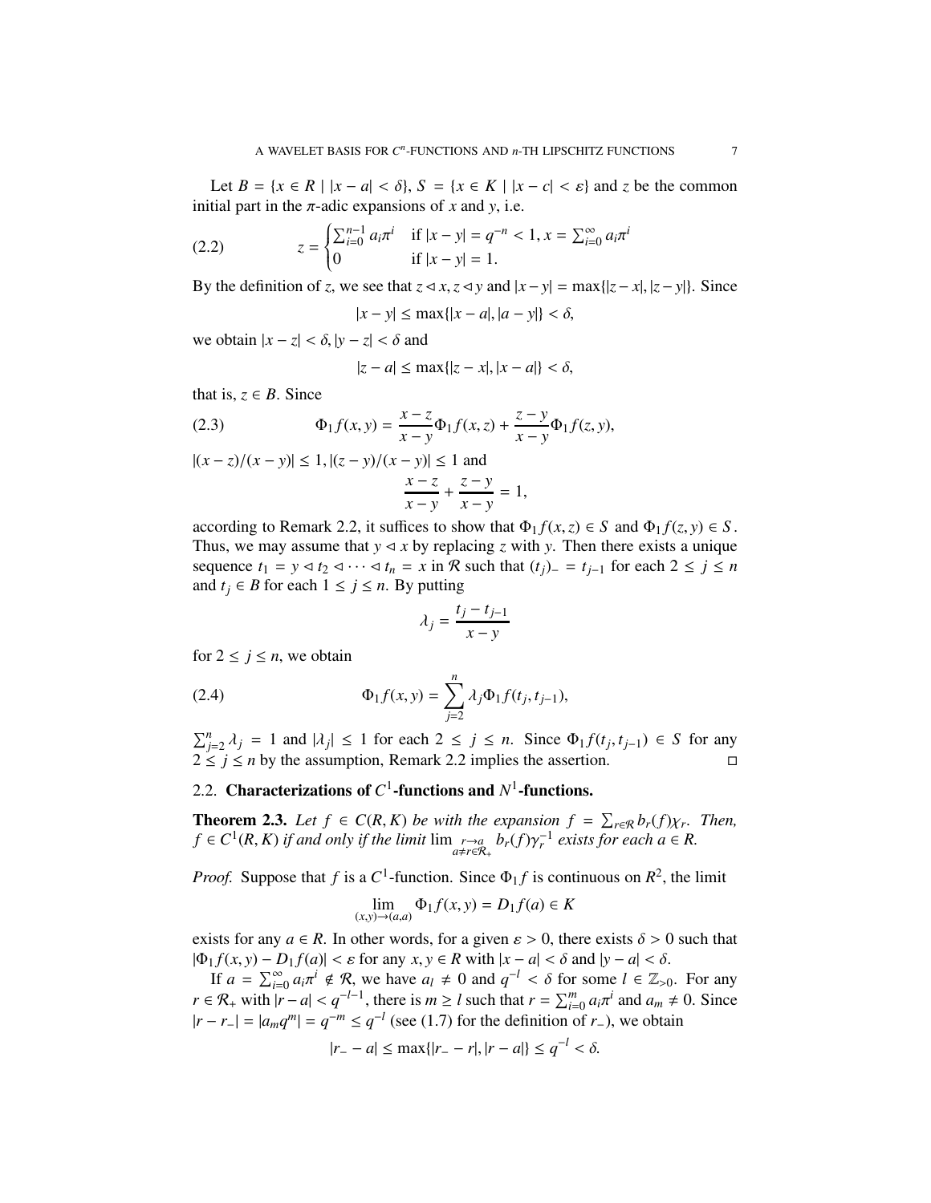Let $B = \{x \in R \mid |x - a| < \delta\}$, $S = \{x \in K \mid |x - c| < \varepsilon\}$ and $z$ be the common initial part in the $\pi$-adic expansions of $x$ and $y$, i.e.

$$z = \begin{cases} \sum_{i=0}^{n-1} a_i \pi^i & \text{if } |x - y| = q^{-n} < 1, x = \sum_{i=0}^{\infty} a_i \pi^i \\ 0 & \text{if } |x - y| = 1. \end{cases} \tag{2.2}$$

By the definition of $z$, we see that $z \lhd x, z \lhd y$ and $|x - y| = \max\{|z - x|, |z - y|\}$. Since

$$|x - y| \le \max\{|x - a|, |a - y|\} < \delta,$$

we obtain $|x - z| < \delta, |y - z| < \delta$ and

$$|z - a| \le \max\{|z - x|, |x - a|\} < \delta,$$

that is, $z \in B$. Since

$$\Phi_1 f(x, y) = \frac{x - z}{x - y} \Phi_1 f(x, z) + \frac{z - y}{x - y} \Phi_1 f(z, y), \tag{2.3}$$

$|(x - z)/(x - y)| \le 1, |(z - y)/(x - y)| \le 1$ and

$$\frac{x - z}{x - y} + \frac{z - y}{x - y} = 1,$$

according to Remark 2.2, it suffices to show that $\Phi_1 f(x, z) \in S$ and $\Phi_1 f(z, y) \in S$. Thus, we may assume that $y \lhd x$ by replacing $z$ with $y$. Then there exists a unique sequence $t_1 = y \lhd t_2 \lhd \cdots \lhd t_n = x$ in $\mathcal{R}$ such that $(t_j)_- = t_{j-1}$ for each $2 \le j \le n$ and $t_j \in B$ for each $1 \le j \le n$. By putting

$$\lambda_j = \frac{t_j - t_{j-1}}{x - y}$$

for $2 \le j \le n$, we obtain

$$\Phi_1 f(x, y) = \sum_{j=2}^{n} \lambda_j \Phi_1 f(t_j, t_{j-1}), \tag{2.4}$$

$\sum_{j=2}^{n} \lambda_j = 1$ and $|\lambda_j| \le 1$ for each $2 \le j \le n$. Since $\Phi_1 f(t_j, t_{j-1}) \in S$ for any $2 \le j \le n$ by the assumption, Remark 2.2 implies the assertion. $\square$

## 2.2. Characterizations of $C^1$-functions and $N^1$-functions.

**Theorem 2.3.** *Let $f \in C(R, K)$ be with the expansion $f = \sum_{r \in \mathcal{R}} b_r(f) \chi_r$. Then, $f \in C^1(R, K)$ if and only if the limit $\lim_{\substack{r \to a \\ a \neq r \in \mathcal{R}_+}} b_r(f) \gamma_r^{-1}$ exists for each $a \in R$.*

*Proof.* Suppose that $f$ is a $C^1$-function. Since $\Phi_1 f$ is continuous on $R^2$, the limit

$$\lim_{(x,y) \to (a,a)} \Phi_1 f(x, y) = D_1 f(a) \in K$$

exists for any $a \in R$. In other words, for a given $\varepsilon > 0$, there exists $\delta > 0$ such that $|\Phi_1 f(x, y) - D_1 f(a)| < \varepsilon$ for any $x, y \in R$ with $|x - a| < \delta$ and $|y - a| < \delta$.

If $a = \sum_{i=0}^{\infty} a_i \pi^i \notin \mathcal{R}$, we have $a_l \neq 0$ and $q^{-l} < \delta$ for some $l \in \mathbb{Z}_{>0}$. For any $r \in \mathcal{R}_+$ with $|r - a| < q^{-l-1}$, there is $m \ge l$ such that $r = \sum_{i=0}^{m} a_i \pi^i$ and $a_m \neq 0$. Since $|r - r_-| = |a_m q^m| = q^{-m} \le q^{-l}$ (see (1.7) for the definition of $r_-$), we obtain

$$|r_- - a| \le \max\{|r_- - r|, |r - a|\} \le q^{-l} < \delta.$$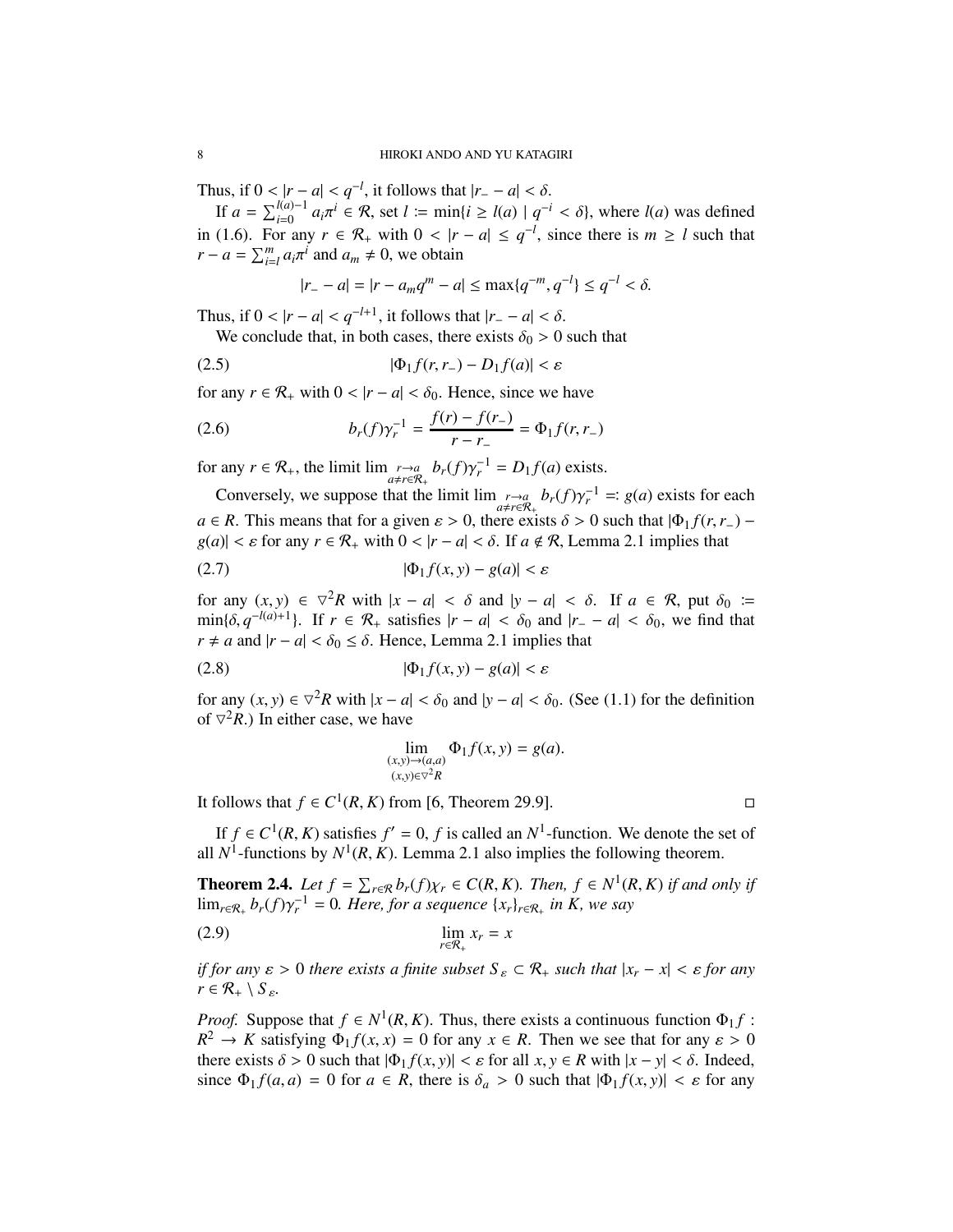Thus, if $0 < |r - a| < q^{-l}$, it follows that $|r_- - a| < \delta$.

If $a = \sum_{i=0}^{l(a)-1} a_i \pi^i \in \mathcal{R}$, set $l := \min\{i \geq l(a) \mid q^{-i} < \delta\}$, where $l(a)$ was defined in (1.6). For any $r \in \mathcal{R}_+$ with $0 < |r - a| \leq q^{-l}$, since there is $m \geq l$ such that $r - a = \sum_{i=l}^{m} a_i \pi^i$ and $a_m \neq 0$, we obtain

$$|r_- - a| = |r - a_m q^m - a| \leq \max\{q^{-m}, q^{-l}\} \leq q^{-l} < \delta.$$

Thus, if $0 < |r - a| < q^{-l+1}$, it follows that $|r_- - a| < \delta$.

We conclude that, in both cases, there exists $\delta_0 > 0$ such that

$$|\Phi_1 f(r, r_-) - D_1 f(a)| < \varepsilon \tag{2.5}$$

for any $r \in \mathcal{R}_+$ with $0 < |r - a| < \delta_0$. Hence, since we have

$$b_r(f)\gamma_r^{-1} = \frac{f(r) - f(r_-)}{r - r_-} = \Phi_1 f(r, r_-) \tag{2.6}$$

for any $r \in \mathcal{R}_+$, the limit $\lim_{\substack{r \to a \\ a \neq r \in \mathcal{R}_+}} b_r(f)\gamma_r^{-1} = D_1 f(a)$ exists.

Conversely, we suppose that the limit $\lim_{\substack{r \to a \\ a \neq r \in \mathcal{R}_+}} b_r(f)\gamma_r^{-1} =: g(a)$ exists for each $a \in R$. This means that for a given $\varepsilon > 0$, there exists $\delta > 0$ such that $|\Phi_1 f(r, r_-) - g(a)| < \varepsilon$ for any $r \in \mathcal{R}_+$ with $0 < |r - a| < \delta$. If $a \notin \mathcal{R}$, Lemma 2.1 implies that

$$|\Phi_1 f(x, y) - g(a)| < \varepsilon \tag{2.7}$$

for any $(x, y) \in \triangledown^2 R$ with $|x - a| < \delta$ and $|y - a| < \delta$. If $a \in \mathcal{R}$, put $\delta_0 := \min\{\delta, q^{-l(a)+1}\}$. If $r \in \mathcal{R}_+$ satisfies $|r - a| < \delta_0$ and $|r_- - a| < \delta_0$, we find that $r \neq a$ and $|r - a| < \delta_0 \leq \delta$. Hence, Lemma 2.1 implies that

$$|\Phi_1 f(x, y) - g(a)| < \varepsilon \tag{2.8}$$

for any $(x, y) \in \triangledown^2 R$ with $|x - a| < \delta_0$ and $|y - a| < \delta_0$. (See (1.1) for the definition of $\triangledown^2 R$.) In either case, we have

$$\lim_{\substack{(x,y) \to (a,a) \\ (x,y) \in \triangledown^2 R}} \Phi_1 f(x, y) = g(a).$$

It follows that $f \in C^1(R, K)$ from [6, Theorem 29.9]. ◻

If $f \in C^1(R, K)$ satisfies $f' = 0$, $f$ is called an $N^1$-function. We denote the set of all $N^1$-functions by $N^1(R, K)$. Lemma 2.1 also implies the following theorem.

**Theorem 2.4.** *Let $f = \sum_{r \in \mathcal{R}} b_r(f)\chi_r \in C(R, K)$. Then, $f \in N^1(R, K)$ if and only if $\lim_{r \in \mathcal{R}_+} b_r(f)\gamma_r^{-1} = 0$. Here, for a sequence $\{x_r\}_{r \in \mathcal{R}_+}$ in $K$, we say*

$$\lim_{r \in \mathcal{R}_+} x_r = x \tag{2.9}$$

*if for any $\varepsilon > 0$ there exists a finite subset $S_\varepsilon \subset \mathcal{R}_+$ such that $|x_r - x| < \varepsilon$ for any $r \in \mathcal{R}_+ \setminus S_\varepsilon$.*

*Proof.* Suppose that $f \in N^1(R, K)$. Thus, there exists a continuous function $\Phi_1 f : R^2 \to K$ satisfying $\Phi_1 f(x, x) = 0$ for any $x \in R$. Then we see that for any $\varepsilon > 0$ there exists $\delta > 0$ such that $|\Phi_1 f(x, y)| < \varepsilon$ for all $x, y \in R$ with $|x - y| < \delta$. Indeed, since $\Phi_1 f(a, a) = 0$ for $a \in R$, there is $\delta_a > 0$ such that $|\Phi_1 f(x, y)| < \varepsilon$ for any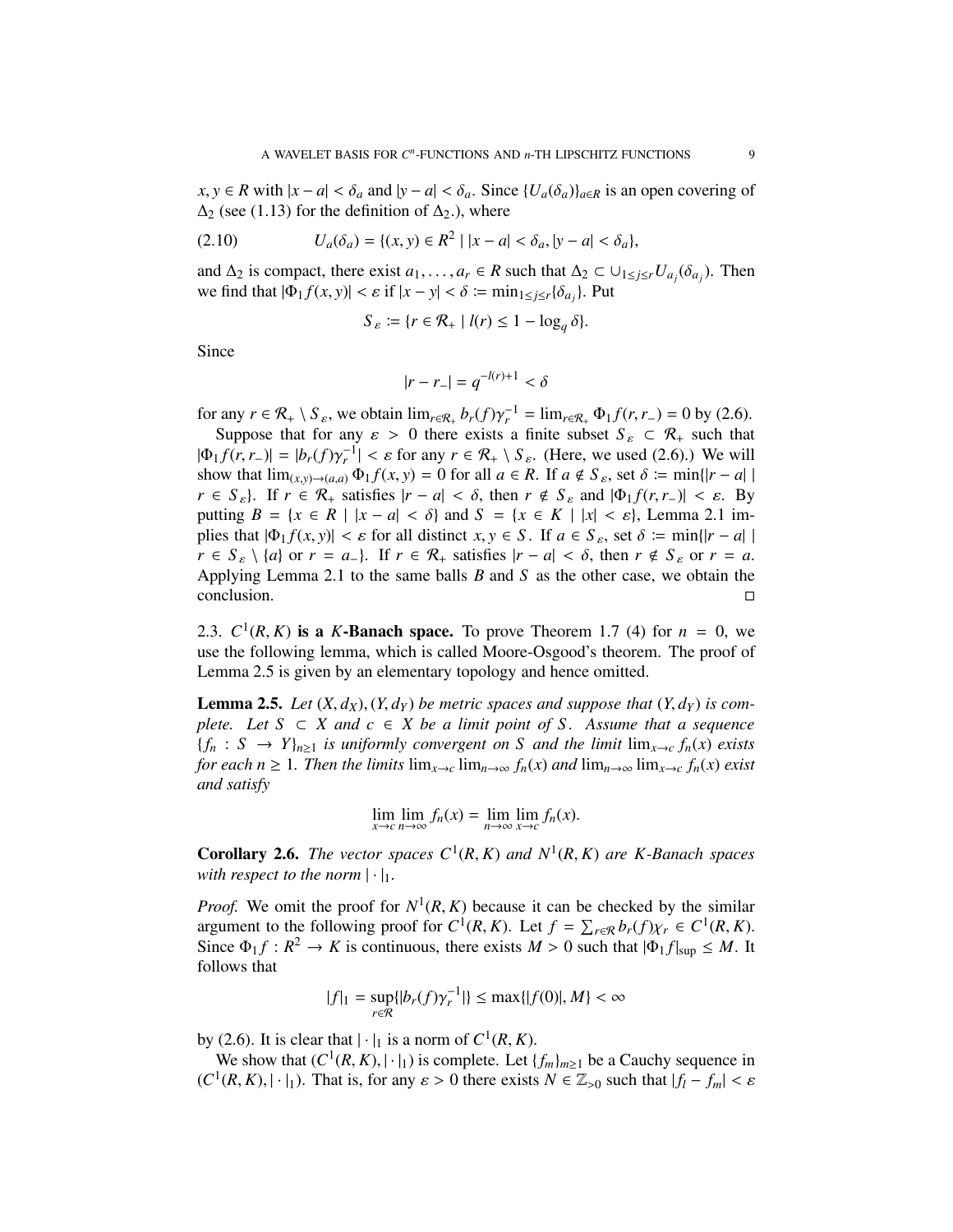$x, y \in R$ with $|x-a| < \delta_a$ and $|y-a| < \delta_a$. Since $\{U_a(\delta_a)\}_{a \in R}$ is an open covering of $\Delta_2$ (see (1.13) for the definition of $\Delta_2$.), where

$$U_a(\delta_a) = \{(x,y) \in R^2 \mid |x-a| < \delta_a, |y-a| < \delta_a\}, \tag{2.10}$$

and $\Delta_2$ is compact, there exist $a_1, \ldots, a_r \in R$ such that $\Delta_2 \subset \cup_{1 \le j \le r} U_{a_j}(\delta_{a_j})$. Then we find that $|\Phi_1 f(x,y)| < \varepsilon$ if $|x-y| < \delta := \min_{1 \le j \le r}\{\delta_{a_j}\}$. Put

$$S_\varepsilon := \{r \in \mathcal{R}_+ \mid l(r) \le 1 - \log_q \delta\}.$$

Since

$$|r - r_-| = q^{-l(r)+1} < \delta$$

for any $r \in \mathcal{R}_+ \setminus S_\varepsilon$, we obtain $\lim_{r \in \mathcal{R}_+} b_r(f)\gamma_r^{-1} = \lim_{r \in \mathcal{R}_+} \Phi_1 f(r, r_-) = 0$ by (2.6).

Suppose that for any $\varepsilon > 0$ there exists a finite subset $S_\varepsilon \subset \mathcal{R}_+$ such that $|\Phi_1 f(r, r_-)| = |b_r(f)\gamma_r^{-1}| < \varepsilon$ for any $r \in \mathcal{R}_+ \setminus S_\varepsilon$. (Here, we used (2.6).) We will show that $\lim_{(x,y)\to(a,a)} \Phi_1 f(x,y) = 0$ for all $a \in R$. If $a \notin S_\varepsilon$, set $\delta := \min\{|r-a| \mid r \in S_\varepsilon\}$. If $r \in \mathcal{R}_+$ satisfies $|r-a| < \delta$, then $r \notin S_\varepsilon$ and $|\Phi_1 f(r, r_-)| < \varepsilon$. By putting $B = \{x \in R \mid |x-a| < \delta\}$ and $S = \{x \in K \mid |x| < \varepsilon\}$, Lemma 2.1 implies that $|\Phi_1 f(x,y)| < \varepsilon$ for all distinct $x, y \in S$. If $a \in S_\varepsilon$, set $\delta := \min\{|r-a| \mid r \in S_\varepsilon \setminus \{a\} \text{ or } r = a_-\}$. If $r \in \mathcal{R}_+$ satisfies $|r-a| < \delta$, then $r \notin S_\varepsilon$ or $r = a$. Applying Lemma 2.1 to the same balls $B$ and $S$ as the other case, we obtain the conclusion. □

### 2.3. $C^1(R, K)$ is a $K$-Banach space.

To prove Theorem 1.7 (4) for $n = 0$, we use the following lemma, which is called Moore-Osgood's theorem. The proof of Lemma 2.5 is given by an elementary topology and hence omitted.

**Lemma 2.5.** *Let $(X, d_X), (Y, d_Y)$ be metric spaces and suppose that $(Y, d_Y)$ is complete. Let $S \subset X$ and $c \in X$ be a limit point of $S$. Assume that a sequence $\{f_n : S \to Y\}_{n \ge 1}$ is uniformly convergent on $S$ and the limit $\lim_{x \to c} f_n(x)$ exists for each $n \ge 1$. Then the limits $\lim_{x\to c}\lim_{n\to\infty} f_n(x)$ and $\lim_{n\to\infty}\lim_{x\to c} f_n(x)$ exist and satisfy*

$$\lim_{x\to c}\lim_{n\to\infty} f_n(x) = \lim_{n\to\infty}\lim_{x\to c} f_n(x).$$

**Corollary 2.6.** *The vector spaces $C^1(R, K)$ and $N^1(R, K)$ are $K$-Banach spaces with respect to the norm $|\cdot|_1$.*

*Proof.* We omit the proof for $N^1(R, K)$ because it can be checked by the similar argument to the following proof for $C^1(R, K)$. Let $f = \sum_{r \in \mathcal{R}} b_r(f)\chi_r \in C^1(R, K)$. Since $\Phi_1 f : R^2 \to K$ is continuous, there exists $M > 0$ such that $|\Phi_1 f|_{\sup} \le M$. It follows that

$$|f|_1 = \sup_{r \in \mathcal{R}}\{|b_r(f)\gamma_r^{-1}|\} \le \max\{|f(0)|, M\} < \infty$$

by (2.6). It is clear that $|\cdot|_1$ is a norm of $C^1(R, K)$.

We show that $(C^1(R, K), |\cdot|_1)$ is complete. Let $\{f_m\}_{m \ge 1}$ be a Cauchy sequence in $(C^1(R, K), |\cdot|_1)$. That is, for any $\varepsilon > 0$ there exists $N \in \mathbb{Z}_{>0}$ such that $|f_l - f_m| < \varepsilon$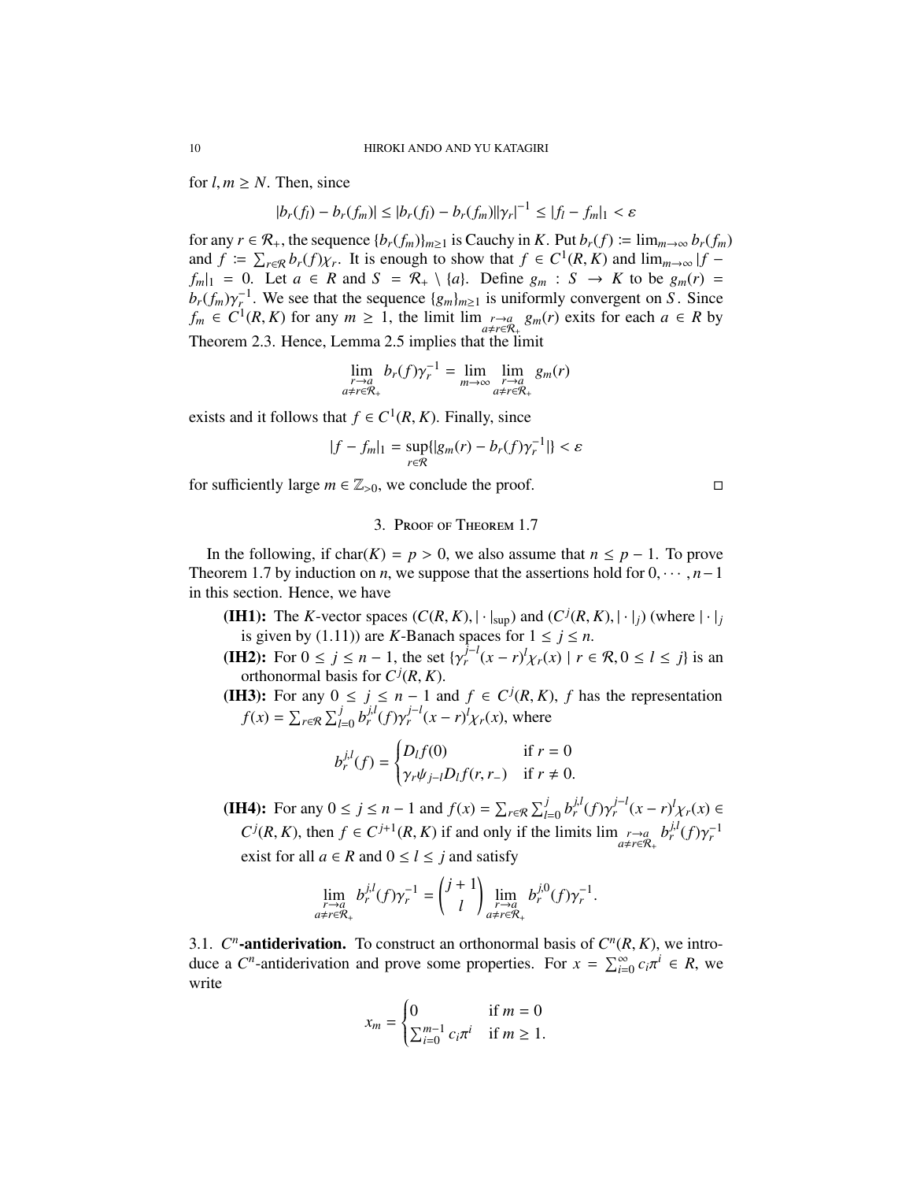for $l, m \geq N$. Then, since

$$|b_r(f_l) - b_r(f_m)| \leq |b_r(f_l) - b_r(f_m)||\gamma_r|^{-1} \leq |f_l - f_m|_1 < \varepsilon$$

for any $r \in \mathcal{R}_+$, the sequence $\{b_r(f_m)\}_{m\geq 1}$ is Cauchy in $K$. Put $b_r(f) := \lim_{m\to\infty} b_r(f_m)$ and $f := \sum_{r\in\mathcal{R}} b_r(f)\chi_r$. It is enough to show that $f \in C^1(R, K)$ and $\lim_{m\to\infty} |f - f_m|_1 = 0$. Let $a \in R$ and $S = \mathcal{R}_+ \setminus \{a\}$. Define $g_m : S \to K$ to be $g_m(r) = b_r(f_m)\gamma_r^{-1}$. We see that the sequence $\{g_m\}_{m\geq 1}$ is uniformly convergent on $S$. Since $f_m \in C^1(R, K)$ for any $m \geq 1$, the limit $\lim_{\substack{r\to a \\ a\neq r\in\mathcal{R}_+}} g_m(r)$ exits for each $a \in R$ by Theorem 2.3. Hence, Lemma 2.5 implies that the limit

$$\lim_{\substack{r\to a \\ a\neq r\in\mathcal{R}_+}} b_r(f)\gamma_r^{-1} = \lim_{m\to\infty} \lim_{\substack{r\to a \\ a\neq r\in\mathcal{R}_+}} g_m(r)$$

exists and it follows that $f \in C^1(R, K)$. Finally, since

$$|f - f_m|_1 = \sup_{r\in\mathcal{R}}\{|g_m(r) - b_r(f)\gamma_r^{-1}|\} < \varepsilon$$

for sufficiently large $m \in \mathbb{Z}_{>0}$, we conclude the proof. □

## 3. Proof of Theorem 1.7

In the following, if $\mathrm{char}(K) = p > 0$, we also assume that $n \leq p - 1$. To prove Theorem 1.7 by induction on $n$, we suppose that the assertions hold for $0, \cdots, n-1$ in this section. Hence, we have

- **(IH1):** The $K$-vector spaces $(C(R, K), |\cdot|_{\sup})$ and $(C^j(R, K), |\cdot|_j)$ (where $|\cdot|_j$ is given by (1.11)) are $K$-Banach spaces for $1 \leq j \leq n$.
- **(IH2):** For $0 \leq j \leq n-1$, the set $\{\gamma_r^{j-l}(x - r)^l\chi_r(x) \mid r \in \mathcal{R}, 0 \leq l \leq j\}$ is an orthonormal basis for $C^j(R, K)$.
- **(IH3):** For any $0 \leq j \leq n-1$ and $f \in C^j(R, K)$, $f$ has the representation $f(x) = \sum_{r\in\mathcal{R}} \sum_{l=0}^{j} b_r^{j,l}(f)\gamma_r^{j-l}(x - r)^l\chi_r(x)$, where

$$b_r^{j,l}(f) = \begin{cases} D_l f(0) & \text{if } r = 0 \\ \gamma_r \psi_{j-l} D_l f(r, r_-) & \text{if } r \neq 0. \end{cases}$$

- **(IH4):** For any $0 \leq j \leq n-1$ and $f(x) = \sum_{r\in\mathcal{R}} \sum_{l=0}^{j} b_r^{j,l}(f)\gamma_r^{j-l}(x - r)^l\chi_r(x) \in C^j(R, K)$, then $f \in C^{j+1}(R, K)$ if and only if the limits $\lim_{\substack{r\to a \\ a\neq r\in\mathcal{R}_+}} b_r^{j,l}(f)\gamma_r^{-1}$ exist for all $a \in R$ and $0 \leq l \leq j$ and satisfy

$$\lim_{\substack{r\to a \\ a\neq r\in\mathcal{R}_+}} b_r^{j,l}(f)\gamma_r^{-1} = \binom{j+1}{l} \lim_{\substack{r\to a \\ a\neq r\in\mathcal{R}_+}} b_r^{j,0}(f)\gamma_r^{-1}.$$

### 3.1. $C^n$-antiderivation.

To construct an orthonormal basis of $C^n(R, K)$, we introduce a $C^n$-antiderivation and prove some properties. For $x = \sum_{i=0}^{\infty} c_i\pi^i \in R$, we write

$$x_m = \begin{cases} 0 & \text{if } m = 0 \\ \sum_{i=0}^{m-1} c_i\pi^i & \text{if } m \geq 1. \end{cases}$$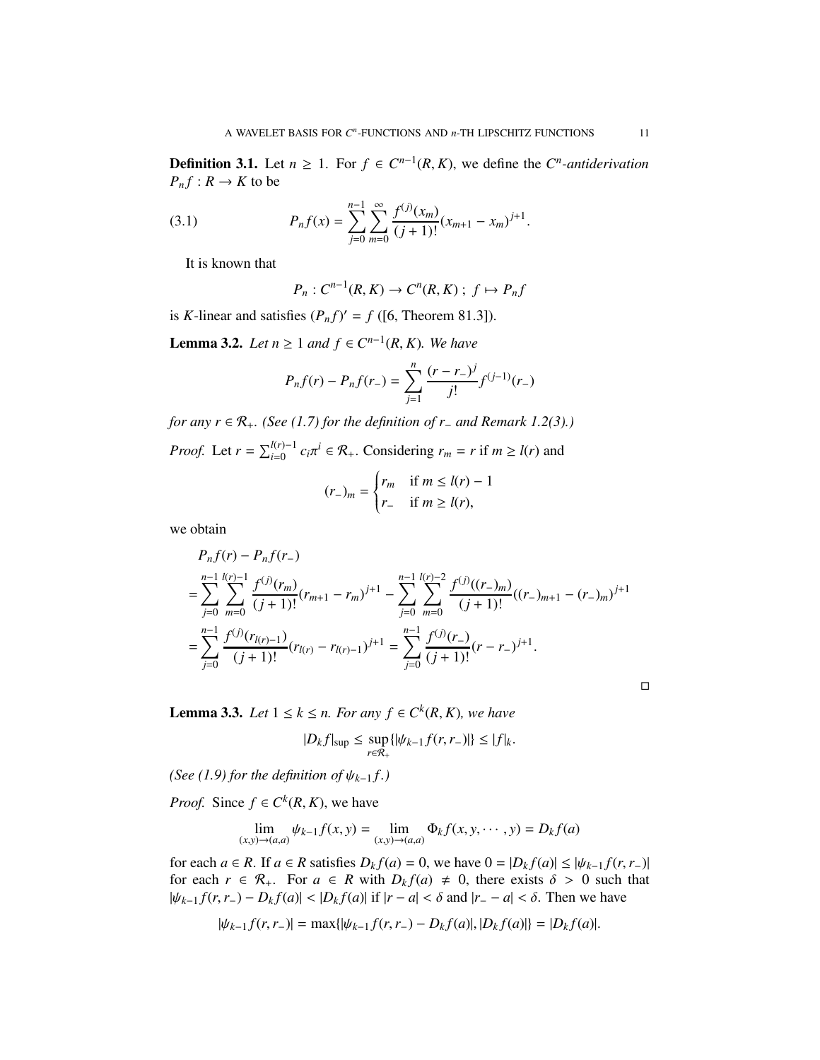**Definition 3.1.** Let $n \geq 1$. For $f \in C^{n-1}(R, K)$, we define the *$C^n$-antiderivation* $P_n f : R \to K$ to be

$$P_n f(x) = \sum_{j=0}^{n-1} \sum_{m=0}^{\infty} \frac{f^{(j)}(x_m)}{(j+1)!}(x_{m+1} - x_m)^{j+1}. \tag{3.1}$$

It is known that

$$P_n : C^{n-1}(R, K) \to C^n(R, K) \; ; \; f \mapsto P_n f$$

is $K$-linear and satisfies $(P_n f)' = f$ ([6, Theorem 81.3]).

**Lemma 3.2.** *Let $n \geq 1$ and $f \in C^{n-1}(R, K)$. We have*

$$P_n f(r) - P_n f(r_-) = \sum_{j=1}^{n} \frac{(r - r_-)^j}{j!} f^{(j-1)}(r_-)$$

*for any $r \in \mathcal{R}_+$. (See (1.7) for the definition of $r_-$ and Remark 1.2(3).)*

*Proof.* Let $r = \sum_{i=0}^{l(r)-1} c_i \pi^i \in \mathcal{R}_+$. Considering $r_m = r$ if $m \geq l(r)$ and

$$(r_-)_m = \begin{cases} r_m & \text{if } m \leq l(r) - 1 \\ r_- & \text{if } m \geq l(r), \end{cases}$$

we obtain

$$\begin{aligned}
&P_n f(r) - P_n f(r_-) \\
&= \sum_{j=0}^{n-1} \sum_{m=0}^{l(r)-1} \frac{f^{(j)}(r_m)}{(j+1)!}(r_{m+1} - r_m)^{j+1} - \sum_{j=0}^{n-1} \sum_{m=0}^{l(r)-2} \frac{f^{(j)}((r_-)_m)}{(j+1)!}((r_-)_{m+1} - (r_-)_m)^{j+1} \\
&= \sum_{j=0}^{n-1} \frac{f^{(j)}(r_{l(r)-1})}{(j+1)!}(r_{l(r)} - r_{l(r)-1})^{j+1} = \sum_{j=0}^{n-1} \frac{f^{(j)}(r_-)}{(j+1)!}(r - r_-)^{j+1}.
\end{aligned}$$

$\square$

**Lemma 3.3.** *Let $1 \leq k \leq n$. For any $f \in C^k(R, K)$, we have*

$$|D_k f|_{\sup} \leq \sup_{r \in \mathcal{R}_+} \{|\psi_{k-1} f(r, r_-)|\} \leq |f|_k.$$

*(See (1.9) for the definition of $\psi_{k-1} f$.)*

*Proof.* Since $f \in C^k(R, K)$, we have

$$\lim_{(x,y)\to(a,a)} \psi_{k-1} f(x, y) = \lim_{(x,y)\to(a,a)} \Phi_k f(x, y, \cdots, y) = D_k f(a)$$

for each $a \in R$. If $a \in R$ satisfies $D_k f(a) = 0$, we have $0 = |D_k f(a)| \leq |\psi_{k-1} f(r, r_-)|$ for each $r \in \mathcal{R}_+$. For $a \in R$ with $D_k f(a) \neq 0$, there exists $\delta > 0$ such that $|\psi_{k-1} f(r, r_-) - D_k f(a)| < |D_k f(a)|$ if $|r - a| < \delta$ and $|r_- - a| < \delta$. Then we have

$$|\psi_{k-1} f(r, r_-)| = \max\{|\psi_{k-1} f(r, r_-) - D_k f(a)|, |D_k f(a)|\} = |D_k f(a)|.$$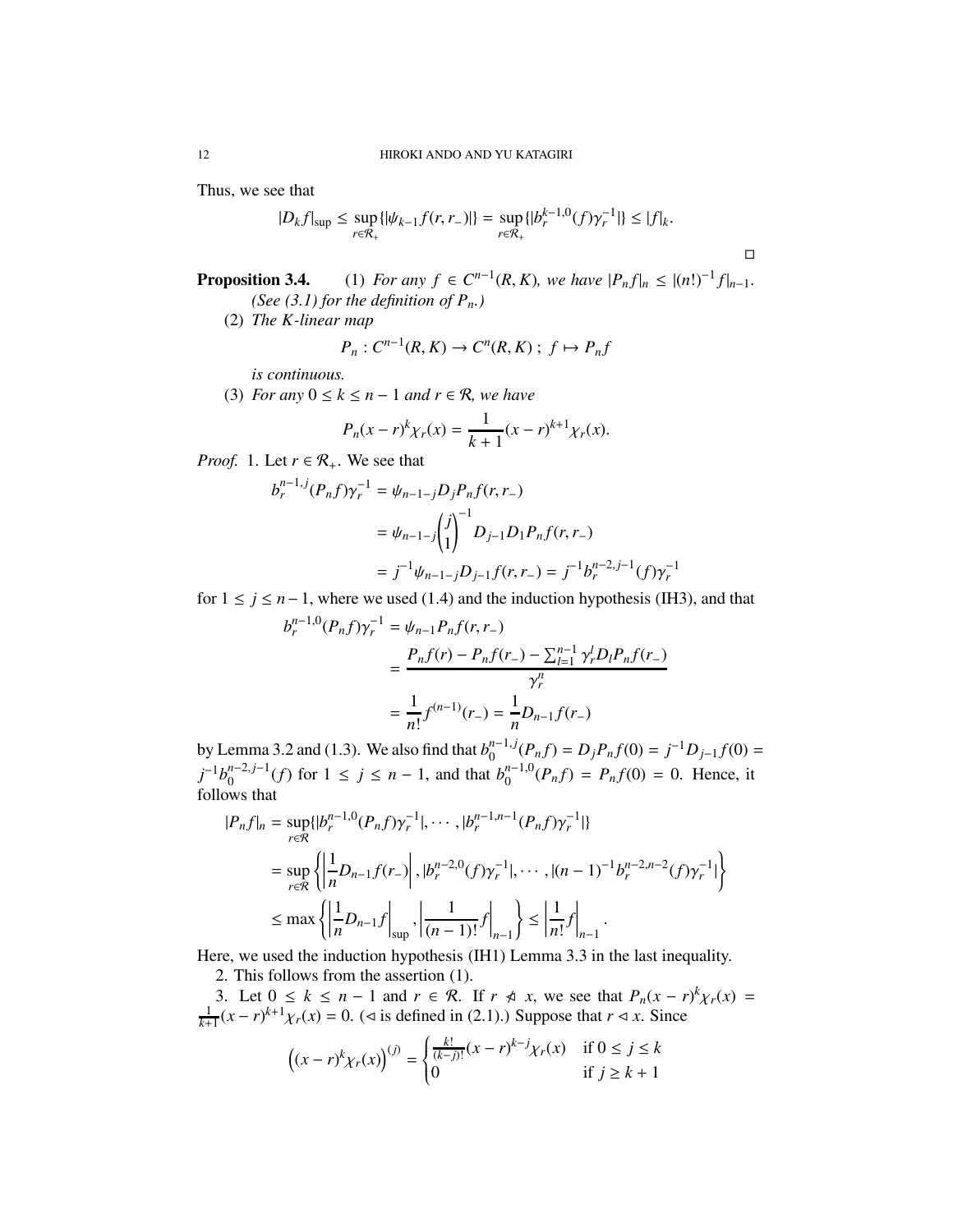Thus, we see that

$$|D_k f|_{\sup} \le \sup_{r\in\mathcal{R}_+}\{|\psi_{k-1}f(r,r_-)|\} = \sup_{r\in\mathcal{R}_+}\{|b_r^{k-1,0}(f)\gamma_r^{-1}|\} \le |f|_k.$$

□

**Proposition 3.4.** (1) *For any $f \in C^{n-1}(R,K)$, we have $|P_n f|_n \le |(n!)^{-1} f|_{n-1}$. (See (3.1) for the definition of $P_n$.)*

(2) *The $K$-linear map*

$$P_n : C^{n-1}(R,K) \to C^n(R,K)\ ;\ f \mapsto P_n f$$

*is continuous.*

(3) *For any $0 \le k \le n-1$ and $r \in \mathcal{R}$, we have*

$$P_n(x-r)^k\chi_r(x) = \frac{1}{k+1}(x-r)^{k+1}\chi_r(x).$$

*Proof.* 1. Let $r \in \mathcal{R}_+$. We see that

$$\begin{aligned}
b_r^{n-1,j}(P_n f)\gamma_r^{-1} &= \psi_{n-1-j}D_j P_n f(r,r_-)\\
&= \psi_{n-1-j}\binom{j}{1}^{-1} D_{j-1}D_1 P_n f(r,r_-)\\
&= j^{-1}\psi_{n-1-j}D_{j-1}f(r,r_-) = j^{-1}b_r^{n-2,j-1}(f)\gamma_r^{-1}
\end{aligned}$$

for $1 \le j \le n-1$, where we used (1.4) and the induction hypothesis (IH3), and that

$$\begin{aligned}
b_r^{n-1,0}(P_n f)\gamma_r^{-1} &= \psi_{n-1}P_n f(r,r_-)\\
&= \frac{P_n f(r) - P_n f(r_-) - \sum_{l=1}^{n-1}\gamma_r^l D_l P_n f(r_-)}{\gamma_r^n}\\
&= \frac{1}{n!}f^{(n-1)}(r_-) = \frac{1}{n}D_{n-1}f(r_-)
\end{aligned}$$

by Lemma 3.2 and (1.3). We also find that $b_0^{n-1,j}(P_n f) = D_j P_n f(0) = j^{-1}D_{j-1}f(0) = j^{-1}b_0^{n-2,j-1}(f)$ for $1 \le j \le n-1$, and that $b_0^{n-1,0}(P_n f) = P_n f(0) = 0$. Hence, it follows that

$$\begin{aligned}
|P_n f|_n &= \sup_{r\in\mathcal{R}}\{|b_r^{n-1,0}(P_n f)\gamma_r^{-1}|,\cdots,|b_r^{n-1,n-1}(P_n f)\gamma_r^{-1}|\}\\
&= \sup_{r\in\mathcal{R}}\left\{\left|\frac{1}{n}D_{n-1}f(r_-)\right|, |b_r^{n-2,0}(f)\gamma_r^{-1}|,\cdots,|(n-1)^{-1}b_r^{n-2,n-2}(f)\gamma_r^{-1}|\right\}\\
&\le \max\left\{\left|\frac{1}{n}D_{n-1}f\right|_{\sup}, \left|\frac{1}{(n-1)!}f\right|_{n-1}\right\} \le \left|\frac{1}{n!}f\right|_{n-1}.
\end{aligned}$$

Here, we used the induction hypothesis (IH1) Lemma 3.3 in the last inequality.

2. This follows from the assertion (1).

3. Let $0 \le k \le n-1$ and $r \in \mathcal{R}$. If $r \ntriangleleft x$, we see that $P_n(x-r)^k\chi_r(x) = \frac{1}{k+1}(x-r)^{k+1}\chi_r(x) = 0$. ($\triangleleft$ is defined in (2.1).) Suppose that $r \triangleleft x$. Since

$$\left((x-r)^k\chi_r(x)\right)^{(j)} = \begin{cases} \frac{k!}{(k-j)!}(x-r)^{k-j}\chi_r(x) & \text{if } 0 \le j \le k\\ 0 & \text{if } j \ge k+1 \end{cases}$$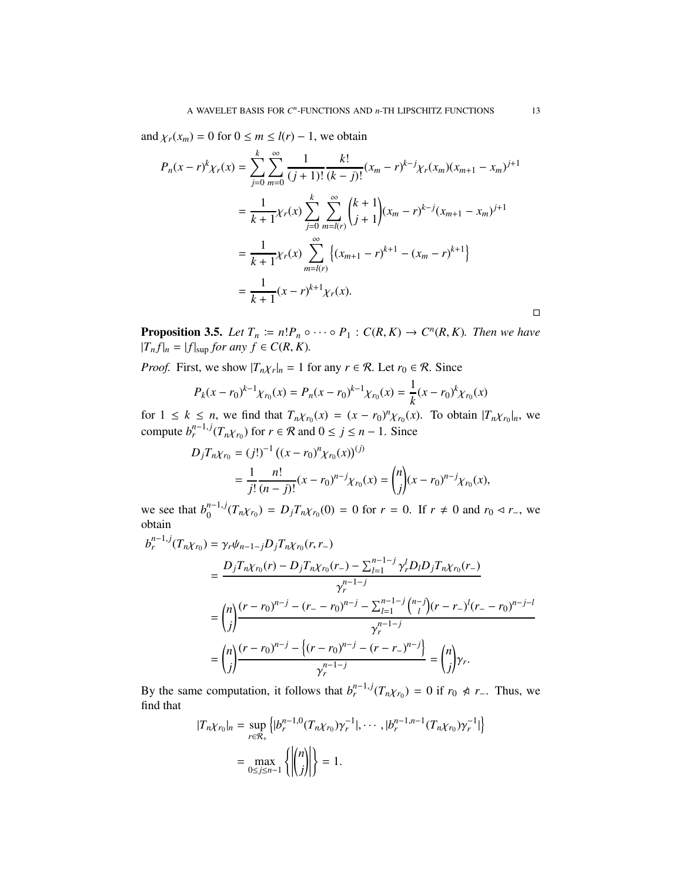and $\chi_r(x_m) = 0$ for $0 \le m \le l(r) - 1$, we obtain

$$
\begin{aligned}
P_n(x-r)^k \chi_r(x) &= \sum_{j=0}^{k} \sum_{m=0}^{\infty} \frac{1}{(j+1)!} \frac{k!}{(k-j)!} (x_m - r)^{k-j} \chi_r(x_m)(x_{m+1} - x_m)^{j+1} \\
&= \frac{1}{k+1} \chi_r(x) \sum_{j=0}^{k} \sum_{m=l(r)}^{\infty} \binom{k+1}{j+1} (x_m - r)^{k-j} (x_{m+1} - x_m)^{j+1} \\
&= \frac{1}{k+1} \chi_r(x) \sum_{m=l(r)}^{\infty} \left\{ (x_{m+1} - r)^{k+1} - (x_m - r)^{k+1} \right\} \\
&= \frac{1}{k+1} (x-r)^{k+1} \chi_r(x).
\end{aligned}
$$

□

**Proposition 3.5.** *Let $T_n := n! P_n \circ \cdots \circ P_1 : C(R, K) \to C^n(R, K)$. Then we have $|T_n f|_n = |f|_{\sup}$ for any $f \in C(R, K)$.*

*Proof.* First, we show $|T_n \chi_r|_n = 1$ for any $r \in \mathcal{R}$. Let $r_0 \in \mathcal{R}$. Since

$$
P_k (x - r_0)^{k-1} \chi_{r_0}(x) = P_n (x - r_0)^{k-1} \chi_{r_0}(x) = \frac{1}{k} (x - r_0)^k \chi_{r_0}(x)
$$

for $1 \le k \le n$, we find that $T_n \chi_{r_0}(x) = (x - r_0)^n \chi_{r_0}(x)$. To obtain $|T_n \chi_{r_0}|_n$, we compute $b_r^{n-1,j}(T_n \chi_{r_0})$ for $r \in \mathcal{R}$ and $0 \le j \le n-1$. Since

$$
\begin{aligned}
D_j T_n \chi_{r_0} &= (j!)^{-1} \left( (x - r_0)^n \chi_{r_0}(x) \right)^{(j)} \\
&= \frac{1}{j!} \frac{n!}{(n-j)!} (x - r_0)^{n-j} \chi_{r_0}(x) = \binom{n}{j} (x - r_0)^{n-j} \chi_{r_0}(x),
\end{aligned}
$$

we see that $b_0^{n-1,j}(T_n \chi_{r_0}) = D_j T_n \chi_{r_0}(0) = 0$ for $r = 0$. If $r \neq 0$ and $r_0 \lhd r_-$, we obtain

$$
\begin{aligned}
b_r^{n-1,j}(T_n \chi_{r_0}) &= \gamma_r \psi_{n-1-j} D_j T_n \chi_{r_0}(r, r_-) \\
&= \frac{D_j T_n \chi_{r_0}(r) - D_j T_n \chi_{r_0}(r_-) - \sum_{l=1}^{n-1-j} \gamma_r^l D_l D_j T_n \chi_{r_0}(r_-)}{\gamma_r^{n-1-j}} \\
&= \binom{n}{j} \frac{(r - r_0)^{n-j} - (r_- - r_0)^{n-j} - \sum_{l=1}^{n-1-j} \binom{n-j}{l} (r - r_-)^l (r_- - r_0)^{n-j-l}}{\gamma_r^{n-1-j}} \\
&= \binom{n}{j} \frac{(r - r_0)^{n-j} - \left\{ (r - r_0)^{n-j} - (r - r_-)^{n-j} \right\}}{\gamma_r^{n-1-j}} = \binom{n}{j} \gamma_r.
\end{aligned}
$$

By the same computation, it follows that $b_r^{n-1,j}(T_n \chi_{r_0}) = 0$ if $r_0 \not\lhd r_-$. Thus, we find that

$$
\begin{aligned}
|T_n \chi_{r_0}|_n &= \sup_{r \in \mathcal{R}_+} \left\{ |b_r^{n-1,0}(T_n \chi_{r_0}) \gamma_r^{-1}|, \cdots, |b_r^{n-1,n-1}(T_n \chi_{r_0}) \gamma_r^{-1}| \right\} \\
&= \max_{0 \le j \le n-1} \left\{ \left| \binom{n}{j} \right| \right\} = 1.
\end{aligned}
$$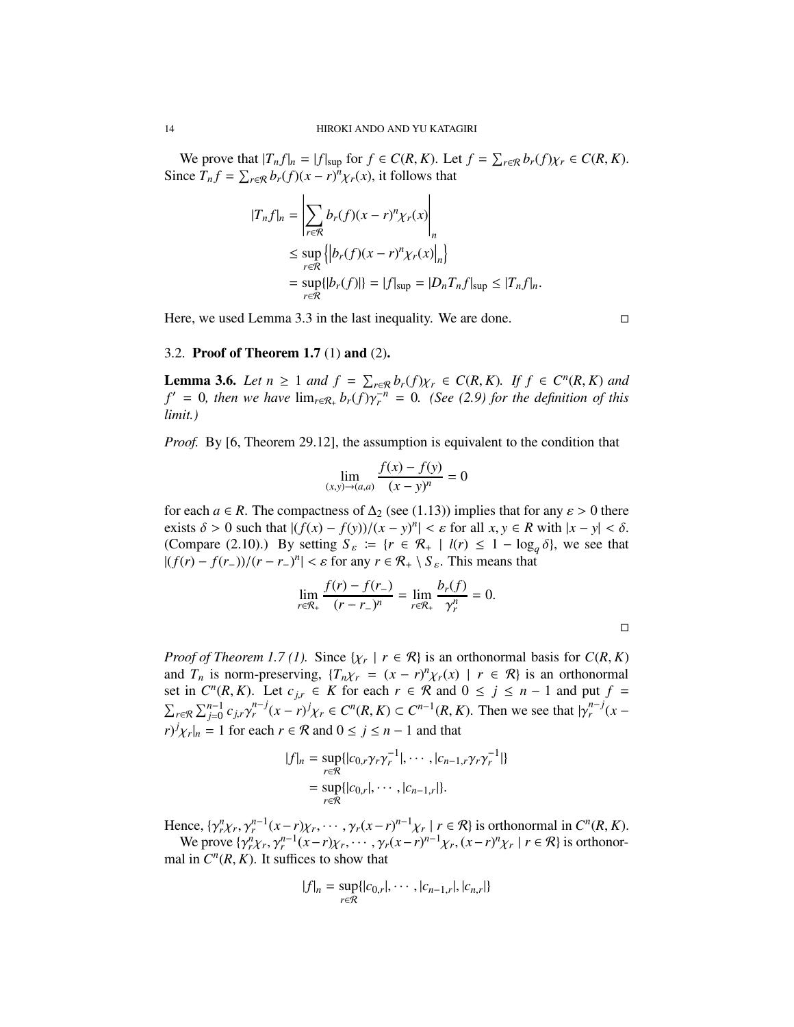We prove that $|T_n f|_n = |f|_{\sup}$ for $f \in C(R, K)$. Let $f = \sum_{r \in \mathcal{R}} b_r(f)\chi_r \in C(R, K)$. Since $T_n f = \sum_{r\in\mathcal{R}} b_r(f)(x-r)^n \chi_r(x)$, it follows that

$$
\begin{aligned}
|T_n f|_n &= \left| \sum_{r\in\mathcal{R}} b_r(f)(x-r)^n \chi_r(x) \right|_n \\
&\leq \sup_{r\in\mathcal{R}} \left\{ \left| b_r(f)(x-r)^n \chi_r(x) \right|_n \right\} \\
&= \sup_{r\in\mathcal{R}} \{ |b_r(f)| \} = |f|_{\sup} = |D_n T_n f|_{\sup} \leq |T_n f|_n.
\end{aligned}
$$

Here, we used Lemma 3.3 in the last inequality. We are done. $\square$

### 3.2. Proof of Theorem 1.7 (1) and (2).

**Lemma 3.6.** *Let $n \geq 1$ and $f = \sum_{r\in\mathcal{R}} b_r(f)\chi_r \in C(R, K)$. If $f \in C^n(R, K)$ and $f' = 0$, then we have $\lim_{r\in\mathcal{R}_+} b_r(f)\gamma_r^{-n} = 0$. (See (2.9) for the definition of this limit.)*

*Proof.* By [6, Theorem 29.12], the assumption is equivalent to the condition that

$$
\lim_{(x,y)\to(a,a)} \frac{f(x) - f(y)}{(x-y)^n} = 0
$$

for each $a \in R$. The compactness of $\Delta_2$ (see (1.13)) implies that for any $\varepsilon > 0$ there exists $\delta > 0$ such that $|(f(x) - f(y))/(x-y)^n| < \varepsilon$ for all $x, y \in R$ with $|x - y| < \delta$. (Compare (2.10).) By setting $S_\varepsilon := \{r \in \mathcal{R}_+ \mid l(r) \leq 1 - \log_q \delta\}$, we see that $|(f(r) - f(r_-))/(r - r_-)^n| < \varepsilon$ for any $r \in \mathcal{R}_+ \setminus S_\varepsilon$. This means that

$$
\lim_{r\in\mathcal{R}_+} \frac{f(r) - f(r_-)}{(r - r_-)^n} = \lim_{r\in\mathcal{R}_+} \frac{b_r(f)}{\gamma_r^n} = 0.
$$

$\square$

*Proof of Theorem 1.7 (1).* Since $\{\chi_r \mid r \in \mathcal{R}\}$ is an orthonormal basis for $C(R, K)$ and $T_n$ is norm-preserving, $\{T_n\chi_r = (x-r)^n\chi_r(x) \mid r \in \mathcal{R}\}$ is an orthonormal set in $C^n(R, K)$. Let $c_{j,r} \in K$ for each $r \in \mathcal{R}$ and $0 \leq j \leq n-1$ and put $f = \sum_{r\in\mathcal{R}} \sum_{j=0}^{n-1} c_{j,r}\gamma_r^{n-j}(x-r)^j\chi_r \in C^n(R, K) \subset C^{n-1}(R, K)$. Then we see that $|\gamma_r^{n-j}(x - r)^j\chi_r|_n = 1$ for each $r \in \mathcal{R}$ and $0 \leq j \leq n-1$ and that

$$
\begin{aligned}
|f|_n &= \sup_{r\in\mathcal{R}} \{ |c_{0,r}\gamma_r\gamma_r^{-1}|, \cdots, |c_{n-1,r}\gamma_r\gamma_r^{-1}| \} \\
&= \sup_{r\in\mathcal{R}} \{ |c_{0,r}|, \cdots, |c_{n-1,r}| \}.
\end{aligned}
$$

Hence, $\{\gamma_r^n\chi_r, \gamma_r^{n-1}(x-r)\chi_r, \cdots, \gamma_r(x-r)^{n-1}\chi_r \mid r \in \mathcal{R}\}$ is orthonormal in $C^n(R, K)$.

We prove $\{\gamma_r^n\chi_r, \gamma_r^{n-1}(x-r)\chi_r, \cdots, \gamma_r(x-r)^{n-1}\chi_r, (x-r)^n\chi_r \mid r \in \mathcal{R}\}$ is orthonormal in $C^n(R, K)$. It suffices to show that

$$
|f|_n = \sup_{r\in\mathcal{R}} \{ |c_{0,r}|, \cdots, |c_{n-1,r}|, |c_{n,r}| \}
$$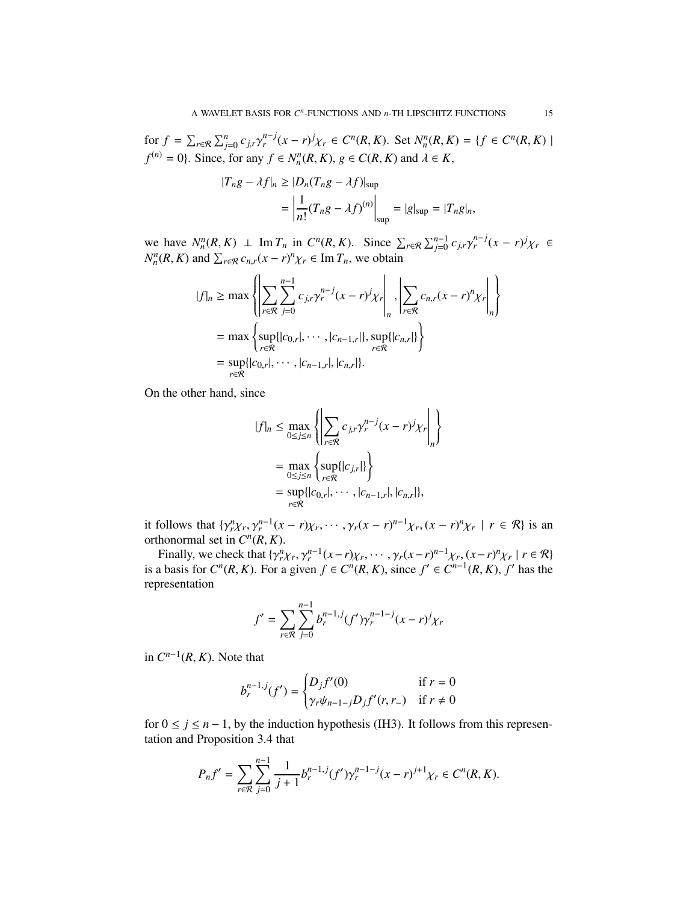for $f = \sum_{r\in\mathcal{R}} \sum_{j=0}^{n} c_{j,r}\gamma_r^{n-j}(x-r)^j\chi_r \in C^n(R,K)$. Set $N_n^n(R,K) = \{f \in C^n(R,K) \mid f^{(n)} = 0\}$. Since, for any $f \in N_n^n(R,K)$, $g \in C(R,K)$ and $\lambda \in K$,

$$
\begin{aligned}
|T_n g - \lambda f|_n &\geq |D_n(T_n g - \lambda f)|_{\sup} \\
&= \left|\frac{1}{n!}(T_n g - \lambda f)^{(n)}\right|_{\sup} = |g|_{\sup} = |T_n g|_n,
\end{aligned}
$$

we have $N_n^n(R,K) \perp \operatorname{Im} T_n$ in $C^n(R,K)$. Since $\sum_{r\in\mathcal{R}}\sum_{j=0}^{n-1} c_{j,r}\gamma_r^{n-j}(x-r)^j\chi_r \in N_n^n(R,K)$ and $\sum_{r\in\mathcal{R}} c_{n,r}(x-r)^n\chi_r \in \operatorname{Im} T_n$, we obtain

$$
\begin{aligned}
|f|_n &\geq \max\left\{\left|\sum_{r\in\mathcal{R}}\sum_{j=0}^{n-1} c_{j,r}\gamma_r^{n-j}(x-r)^j\chi_r\right|_n, \left|\sum_{r\in\mathcal{R}} c_{n,r}(x-r)^n\chi_r\right|_n\right\} \\
&= \max\left\{\sup_{r\in\mathcal{R}}\{|c_{0,r}|, \cdots, |c_{n-1,r}|\}, \sup_{r\in\mathcal{R}}\{|c_{n,r}|\}\right\} \\
&= \sup_{r\in\mathcal{R}}\{|c_{0,r}|, \cdots, |c_{n-1,r}|, |c_{n,r}|\}.
\end{aligned}
$$

On the other hand, since

$$
\begin{aligned}
|f|_n &\leq \max_{0\leq j\leq n}\left\{\left|\sum_{r\in\mathcal{R}} c_{j,r}\gamma_r^{n-j}(x-r)^j\chi_r\right|_n\right\} \\
&= \max_{0\leq j\leq n}\left\{\sup_{r\in\mathcal{R}}\{|c_{j,r}|\}\right\} \\
&= \sup_{r\in\mathcal{R}}\{|c_{0,r}|, \cdots, |c_{n-1,r}|, |c_{n,r}|\},
\end{aligned}
$$

it follows that $\{\gamma_r^n\chi_r, \gamma_r^{n-1}(x-r)\chi_r, \cdots, \gamma_r(x-r)^{n-1}\chi_r, (x-r)^n\chi_r \mid r \in \mathcal{R}\}$ is an orthonormal set in $C^n(R,K)$.

Finally, we check that $\{\gamma_r^n\chi_r, \gamma_r^{n-1}(x-r)\chi_r, \cdots, \gamma_r(x-r)^{n-1}\chi_r, (x-r)^n\chi_r \mid r \in \mathcal{R}\}$ is a basis for $C^n(R,K)$. For a given $f \in C^n(R,K)$, since $f' \in C^{n-1}(R,K)$, $f'$ has the representation

$$
f' = \sum_{r\in\mathcal{R}}\sum_{j=0}^{n-1} b_r^{n-1,j}(f')\gamma_r^{n-1-j}(x-r)^j\chi_r
$$

in $C^{n-1}(R,K)$. Note that

$$
b_r^{n-1,j}(f') = \begin{cases} D_j f'(0) & \text{if } r = 0 \\ \gamma_r\psi_{n-1-j}D_j f'(r,r_-) & \text{if } r \neq 0 \end{cases}
$$

for $0 \leq j \leq n-1$, by the induction hypothesis (IH3). It follows from this representation and Proposition 3.4 that

$$
P_n f' = \sum_{r\in\mathcal{R}}\sum_{j=0}^{n-1} \frac{1}{j+1} b_r^{n-1,j}(f')\gamma_r^{n-1-j}(x-r)^{j+1}\chi_r \in C^n(R,K).
$$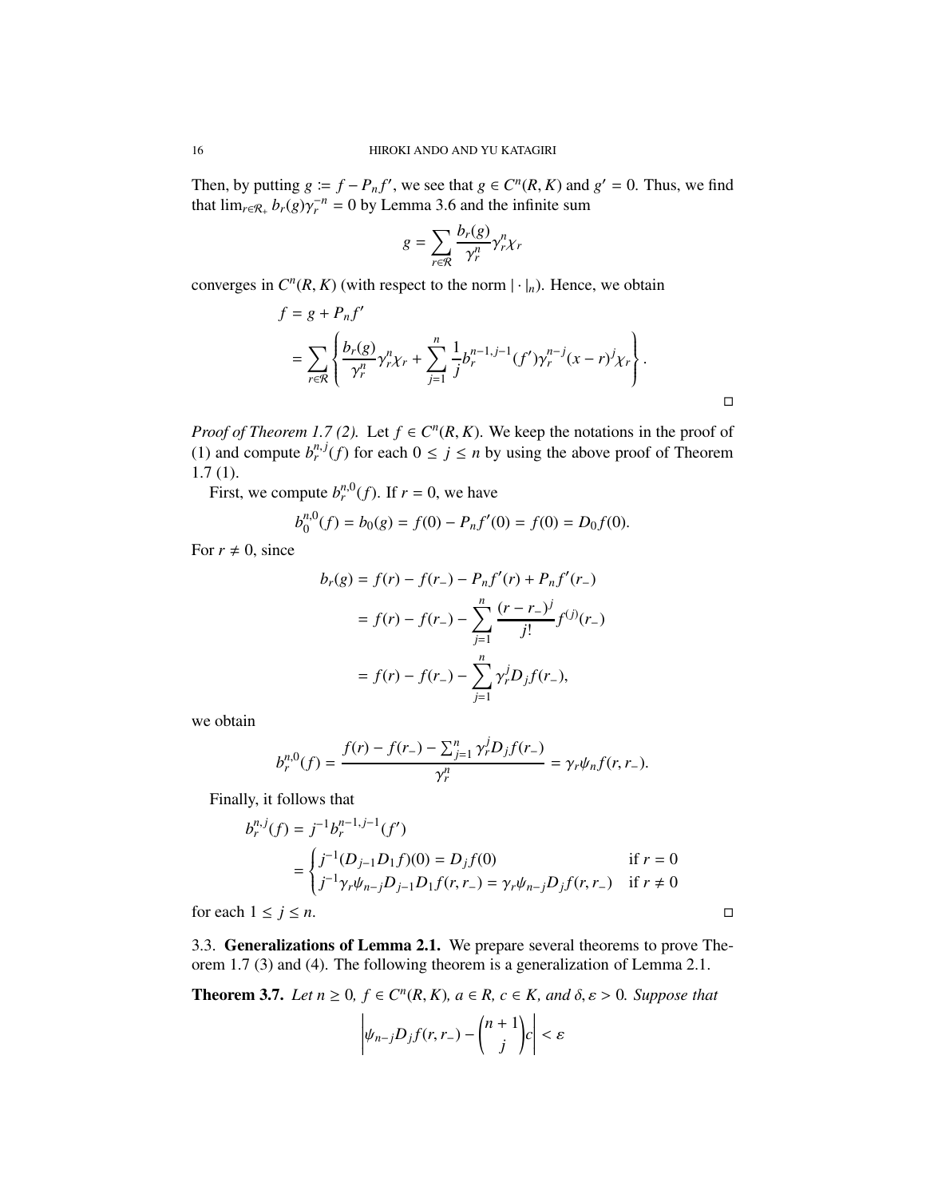Then, by putting $g := f - P_n f'$, we see that $g \in C^n(R, K)$ and $g' = 0$. Thus, we find that $\lim_{r \in \mathcal{R}_+} b_r(g)\gamma_r^{-n} = 0$ by Lemma 3.6 and the infinite sum

$$g = \sum_{r \in \mathcal{R}} \frac{b_r(g)}{\gamma_r^n} \gamma_r^n \chi_r$$

converges in $C^n(R, K)$ (with respect to the norm $|\cdot|_n$). Hence, we obtain

$$\begin{aligned} f &= g + P_n f' \\ &= \sum_{r \in \mathcal{R}} \left\{ \frac{b_r(g)}{\gamma_r^n} \gamma_r^n \chi_r + \sum_{j=1}^{n} \frac{1}{j} b_r^{n-1, j-1}(f') \gamma_r^{n-j} (x - r)^j \chi_r \right\}. \end{aligned}$$

□

*Proof of Theorem 1.7 (2).* Let $f \in C^n(R, K)$. We keep the notations in the proof of (1) and compute $b_r^{n,j}(f)$ for each $0 \leq j \leq n$ by using the above proof of Theorem 1.7 (1).

First, we compute $b_r^{n,0}(f)$. If $r = 0$, we have

$$b_0^{n,0}(f) = b_0(g) = f(0) - P_n f'(0) = f(0) = D_0 f(0).$$

For $r \neq 0$, since

$$\begin{aligned} b_r(g) &= f(r) - f(r_-) - P_n f'(r) + P_n f'(r_-) \\ &= f(r) - f(r_-) - \sum_{j=1}^{n} \frac{(r - r_-)^j}{j!} f^{(j)}(r_-) \\ &= f(r) - f(r_-) - \sum_{j=1}^{n} \gamma_r^j D_j f(r_-), \end{aligned}$$

we obtain

$$b_r^{n,0}(f) = \frac{f(r) - f(r_-) - \sum_{j=1}^{n} \gamma_r^j D_j f(r_-)}{\gamma_r^n} = \gamma_r \psi_n f(r, r_-).$$

Finally, it follows that

$$\begin{aligned} b_r^{n,j}(f) &= j^{-1} b_r^{n-1, j-1}(f') \\ &= \begin{cases} j^{-1}(D_{j-1} D_1 f)(0) = D_j f(0) & \text{if } r = 0 \\ j^{-1} \gamma_r \psi_{n-j} D_{j-1} D_1 f(r, r_-) = \gamma_r \psi_{n-j} D_j f(r, r_-) & \text{if } r \neq 0 \end{cases} \end{aligned}$$

for each $1 \leq j \leq n$. □

### 3.3. Generalizations of Lemma 2.1.

We prepare several theorems to prove Theorem 1.7 (3) and (4). The following theorem is a generalization of Lemma 2.1.

**Theorem 3.7.** *Let $n \geq 0$, $f \in C^n(R, K)$, $a \in R$, $c \in K$, and $\delta, \varepsilon > 0$. Suppose that*

$$\left| \psi_{n-j} D_j f(r, r_-) - \binom{n+1}{j} c \right| < \varepsilon$$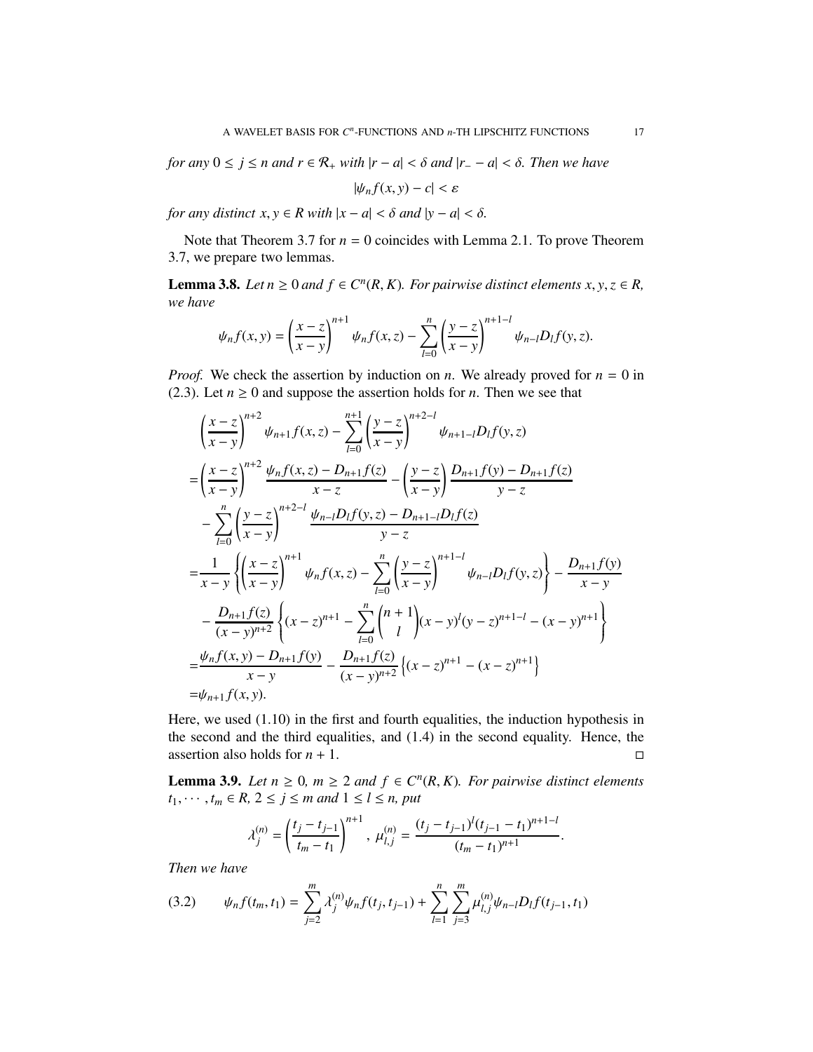*for any* $0 \leq j \leq n$ *and* $r \in \mathcal{R}_+$ *with* $|r - a| < \delta$ *and* $|r_- - a| < \delta$*. Then we have*

$$|\psi_n f(x, y) - c| < \varepsilon$$

*for any distinct* $x, y \in R$ *with* $|x - a| < \delta$ *and* $|y - a| < \delta$*.*

Note that Theorem 3.7 for $n = 0$ coincides with Lemma 2.1. To prove Theorem 3.7, we prepare two lemmas.

**Lemma 3.8.** *Let* $n \geq 0$ *and* $f \in C^n(R, K)$*. For pairwise distinct elements* $x, y, z \in R$*, we have*

$$\psi_n f(x, y) = \left(\frac{x - z}{x - y}\right)^{n+1} \psi_n f(x, z) - \sum_{l=0}^{n} \left(\frac{y - z}{x - y}\right)^{n+1-l} \psi_{n-l} D_l f(y, z).$$

*Proof.* We check the assertion by induction on $n$. We already proved for $n = 0$ in (2.3). Let $n \geq 0$ and suppose the assertion holds for $n$. Then we see that

$$\begin{aligned}
&\left(\frac{x - z}{x - y}\right)^{n+2} \psi_{n+1} f(x, z) - \sum_{l=0}^{n+1} \left(\frac{y - z}{x - y}\right)^{n+2-l} \psi_{n+1-l} D_l f(y, z) \\
=&\left(\frac{x - z}{x - y}\right)^{n+2} \frac{\psi_n f(x, z) - D_{n+1} f(z)}{x - z} - \left(\frac{y - z}{x - y}\right) \frac{D_{n+1} f(y) - D_{n+1} f(z)}{y - z} \\
&- \sum_{l=0}^{n} \left(\frac{y - z}{x - y}\right)^{n+2-l} \frac{\psi_{n-l} D_l f(y, z) - D_{n+1-l} D_l f(z)}{y - z} \\
=&\frac{1}{x - y} \left\{ \left(\frac{x - z}{x - y}\right)^{n+1} \psi_n f(x, z) - \sum_{l=0}^{n} \left(\frac{y - z}{x - y}\right)^{n+1-l} \psi_{n-l} D_l f(y, z) \right\} - \frac{D_{n+1} f(y)}{x - y} \\
&- \frac{D_{n+1} f(z)}{(x - y)^{n+2}} \left\{ (x - z)^{n+1} - \sum_{l=0}^{n} \binom{n+1}{l} (x - y)^l (y - z)^{n+1-l} - (x - y)^{n+1} \right\} \\
=&\frac{\psi_n f(x, y) - D_{n+1} f(y)}{x - y} - \frac{D_{n+1} f(z)}{(x - y)^{n+2}} \left\{ (x - z)^{n+1} - (x - z)^{n+1} \right\} \\
=&\psi_{n+1} f(x, y).
\end{aligned}$$

Here, we used (1.10) in the first and fourth equalities, the induction hypothesis in the second and the third equalities, and (1.4) in the second equality. Hence, the assertion also holds for $n + 1$. $\square$

**Lemma 3.9.** *Let* $n \geq 0$*,* $m \geq 2$ *and* $f \in C^n(R, K)$*. For pairwise distinct elements* $t_1, \cdots, t_m \in R$*,* $2 \leq j \leq m$ *and* $1 \leq l \leq n$*, put*

$$\lambda_j^{(n)} = \left(\frac{t_j - t_{j-1}}{t_m - t_1}\right)^{n+1},\ \mu_{l,j}^{(n)} = \frac{(t_j - t_{j-1})^l (t_{j-1} - t_1)^{n+1-l}}{(t_m - t_1)^{n+1}}.$$

*Then we have*

$$\psi_n f(t_m, t_1) = \sum_{j=2}^{m} \lambda_j^{(n)} \psi_n f(t_j, t_{j-1}) + \sum_{l=1}^{n} \sum_{j=3}^{m} \mu_{l,j}^{(n)} \psi_{n-l} D_l f(t_{j-1}, t_1) \tag{3.2}$$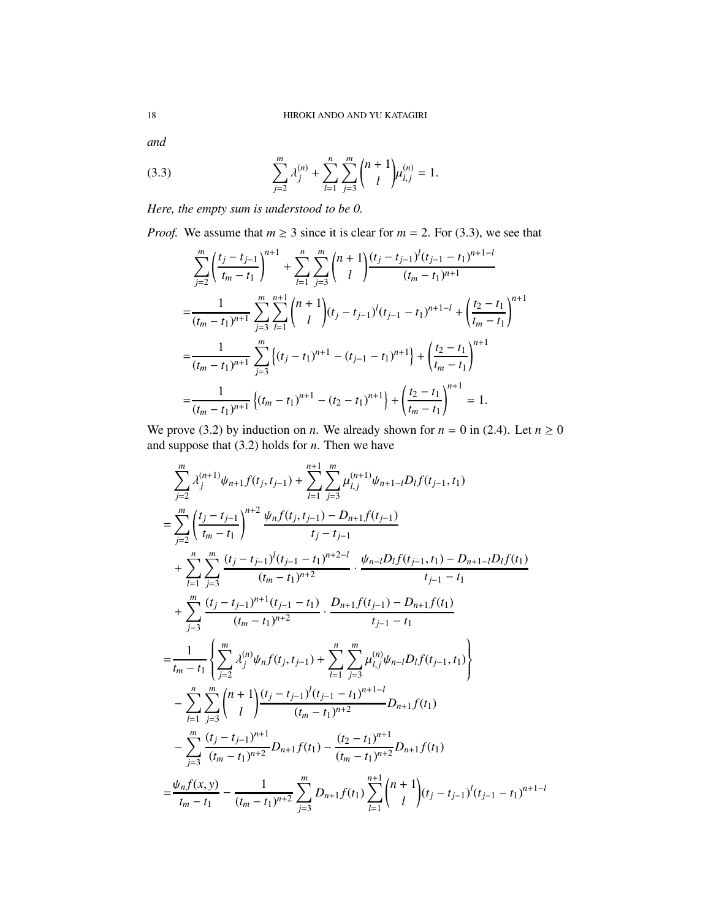*and*

$$\sum_{j=2}^{m} \lambda_j^{(n)} + \sum_{l=1}^{n} \sum_{j=3}^{m} \binom{n+1}{l} \mu_{l,j}^{(n)} = 1. \tag{3.3}$$

*Here, the empty sum is understood to be 0.*

*Proof.* We assume that $m \geq 3$ since it is clear for $m = 2$. For (3.3), we see that

$$\begin{aligned}
&\sum_{j=2}^{m} \left(\frac{t_j - t_{j-1}}{t_m - t_1}\right)^{n+1} + \sum_{l=1}^{n} \sum_{j=3}^{m} \binom{n+1}{l} \frac{(t_j - t_{j-1})^l (t_{j-1} - t_1)^{n+1-l}}{(t_m - t_1)^{n+1}} \\
=& \frac{1}{(t_m - t_1)^{n+1}} \sum_{j=3}^{m} \sum_{l=1}^{n+1} \binom{n+1}{l} (t_j - t_{j-1})^l (t_{j-1} - t_1)^{n+1-l} + \left(\frac{t_2 - t_1}{t_m - t_1}\right)^{n+1} \\
=& \frac{1}{(t_m - t_1)^{n+1}} \sum_{j=3}^{m} \left\{ (t_j - t_1)^{n+1} - (t_{j-1} - t_1)^{n+1} \right\} + \left(\frac{t_2 - t_1}{t_m - t_1}\right)^{n+1} \\
=& \frac{1}{(t_m - t_1)^{n+1}} \left\{ (t_m - t_1)^{n+1} - (t_2 - t_1)^{n+1} \right\} + \left(\frac{t_2 - t_1}{t_m - t_1}\right)^{n+1} = 1.
\end{aligned}$$

We prove (3.2) by induction on $n$. We already shown for $n = 0$ in (2.4). Let $n \geq 0$ and suppose that (3.2) holds for $n$. Then we have

$$\begin{aligned}
&\sum_{j=2}^{m} \lambda_j^{(n+1)} \psi_{n+1} f(t_j, t_{j-1}) + \sum_{l=1}^{n+1} \sum_{j=3}^{m} \mu_{l,j}^{(n+1)} \psi_{n+1-l} D_l f(t_{j-1}, t_1) \\
=& \sum_{j=2}^{m} \left(\frac{t_j - t_{j-1}}{t_m - t_1}\right)^{n+2} \frac{\psi_n f(t_j, t_{j-1}) - D_{n+1} f(t_{j-1})}{t_j - t_{j-1}} \\
&+ \sum_{l=1}^{n} \sum_{j=3}^{m} \frac{(t_j - t_{j-1})^l (t_{j-1} - t_1)^{n+2-l}}{(t_m - t_1)^{n+2}} \cdot \frac{\psi_{n-l} D_l f(t_{j-1}, t_1) - D_{n+1-l} D_l f(t_1)}{t_{j-1} - t_1} \\
&+ \sum_{j=3}^{m} \frac{(t_j - t_{j-1})^{n+1} (t_{j-1} - t_1)}{(t_m - t_1)^{n+2}} \cdot \frac{D_{n+1} f(t_{j-1}) - D_{n+1} f(t_1)}{t_{j-1} - t_1} \\
=& \frac{1}{t_m - t_1} \left\{ \sum_{j=2}^{m} \lambda_j^{(n)} \psi_n f(t_j, t_{j-1}) + \sum_{l=1}^{n} \sum_{j=3}^{m} \mu_{l,j}^{(n)} \psi_{n-l} D_l f(t_{j-1}, t_1) \right\} \\
&- \sum_{l=1}^{n} \sum_{j=3}^{m} \binom{n+1}{l} \frac{(t_j - t_{j-1})^l (t_{j-1} - t_1)^{n+1-l}}{(t_m - t_1)^{n+2}} D_{n+1} f(t_1) \\
&- \sum_{j=3}^{m} \frac{(t_j - t_{j-1})^{n+1}}{(t_m - t_1)^{n+2}} D_{n+1} f(t_1) - \frac{(t_2 - t_1)^{n+1}}{(t_m - t_1)^{n+2}} D_{n+1} f(t_1) \\
=& \frac{\psi_n f(x, y)}{t_m - t_1} - \frac{1}{(t_m - t_1)^{n+2}} \sum_{j=3}^{m} D_{n+1} f(t_1) \sum_{l=1}^{n+1} \binom{n+1}{l} (t_j - t_{j-1})^l (t_{j-1} - t_1)^{n+1-l}
\end{aligned}$$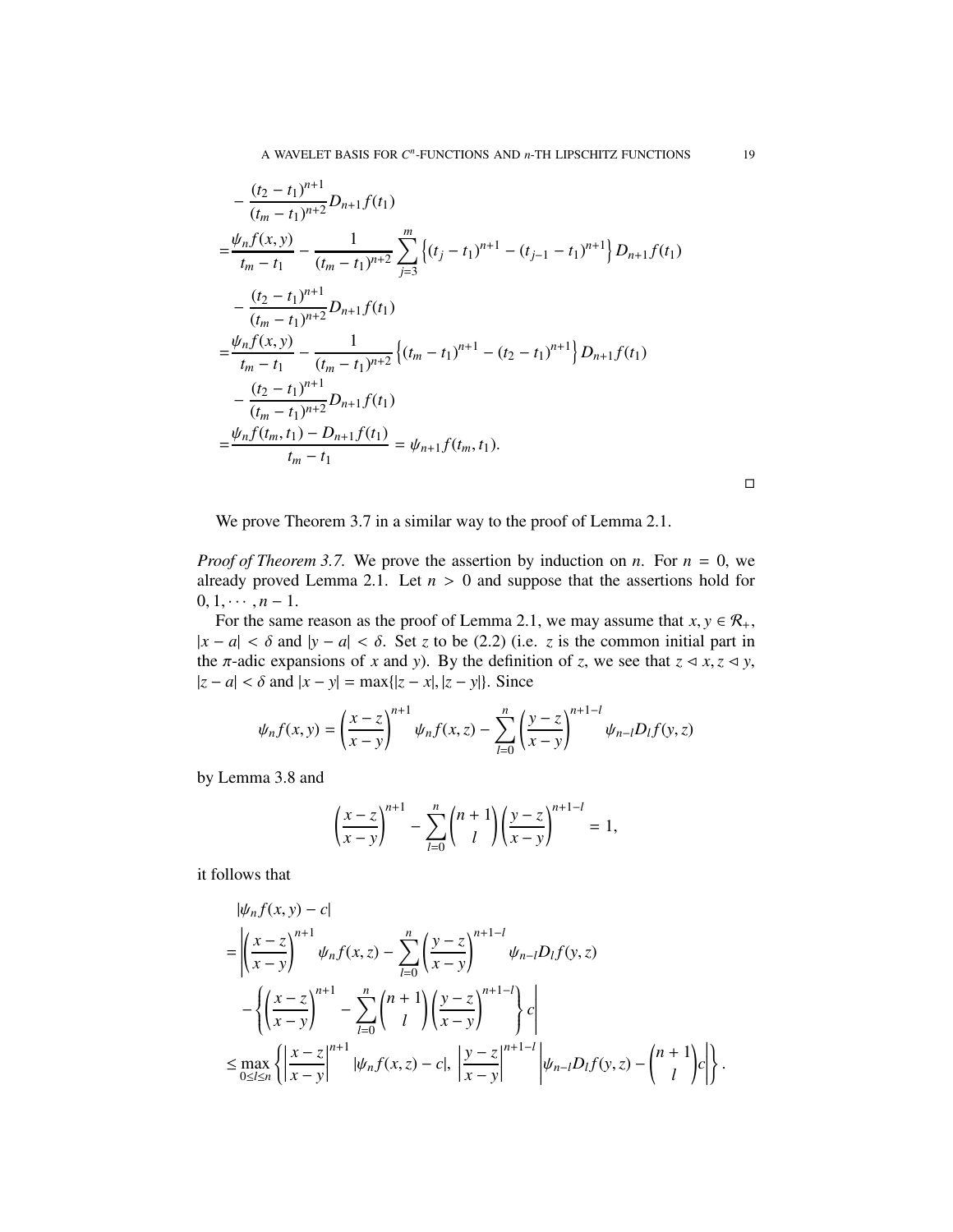$$
\begin{aligned}
&-\frac{(t_2-t_1)^{n+1}}{(t_m-t_1)^{n+2}}D_{n+1}f(t_1)\\
=&\frac{\psi_n f(x,y)}{t_m-t_1}-\frac{1}{(t_m-t_1)^{n+2}}\sum_{j=3}^{m}\left\{(t_j-t_1)^{n+1}-(t_{j-1}-t_1)^{n+1}\right\}D_{n+1}f(t_1)\\
&-\frac{(t_2-t_1)^{n+1}}{(t_m-t_1)^{n+2}}D_{n+1}f(t_1)\\
=&\frac{\psi_n f(x,y)}{t_m-t_1}-\frac{1}{(t_m-t_1)^{n+2}}\left\{(t_m-t_1)^{n+1}-(t_2-t_1)^{n+1}\right\}D_{n+1}f(t_1)\\
&-\frac{(t_2-t_1)^{n+1}}{(t_m-t_1)^{n+2}}D_{n+1}f(t_1)\\
=&\frac{\psi_n f(t_m,t_1)-D_{n+1}f(t_1)}{t_m-t_1}=\psi_{n+1}f(t_m,t_1).
\end{aligned}
$$

□

We prove Theorem 3.7 in a similar way to the proof of Lemma 2.1.

*Proof of Theorem 3.7.* We prove the assertion by induction on $n$. For $n = 0$, we already proved Lemma 2.1. Let $n > 0$ and suppose that the assertions hold for $0, 1, \cdots, n-1$.

For the same reason as the proof of Lemma 2.1, we may assume that $x, y \in \mathcal{R}_+$, $|x - a| < \delta$ and $|y - a| < \delta$. Set $z$ to be (2.2) (i.e. $z$ is the common initial part in the $\pi$-adic expansions of $x$ and $y$). By the definition of $z$, we see that $z \lhd x, z \lhd y$, $|z - a| < \delta$ and $|x - y| = \max\{|z - x|, |z - y|\}$. Since

$$
\psi_n f(x,y)=\left(\frac{x-z}{x-y}\right)^{n+1}\psi_n f(x,z)-\sum_{l=0}^{n}\left(\frac{y-z}{x-y}\right)^{n+1-l}\psi_{n-l}D_l f(y,z)
$$

by Lemma 3.8 and

$$
\left(\frac{x-z}{x-y}\right)^{n+1}-\sum_{l=0}^{n}\binom{n+1}{l}\left(\frac{y-z}{x-y}\right)^{n+1-l}=1,
$$

it follows that

$$
\begin{aligned}
&|\psi_n f(x,y)-c|\\
=&\left|\left(\frac{x-z}{x-y}\right)^{n+1}\psi_n f(x,z)-\sum_{l=0}^{n}\left(\frac{y-z}{x-y}\right)^{n+1-l}\psi_{n-l}D_l f(y,z)\right.\\
&\left.-\left\{\left(\frac{x-z}{x-y}\right)^{n+1}-\sum_{l=0}^{n}\binom{n+1}{l}\left(\frac{y-z}{x-y}\right)^{n+1-l}\right\}c\right|\\
\le&\max_{0\le l\le n}\left\{\left|\frac{x-z}{x-y}\right|^{n+1}|\psi_n f(x,z)-c|,\ \left|\frac{y-z}{x-y}\right|^{n+1-l}\left|\psi_{n-l}D_l f(y,z)-\binom{n+1}{l}c\right|\right\}.
\end{aligned}
$$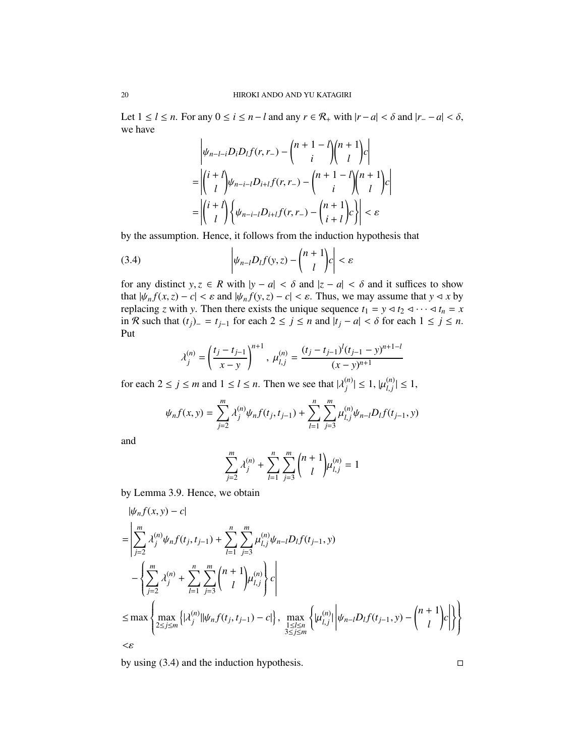Let $1 \leq l \leq n$. For any $0 \leq i \leq n-l$ and any $r \in \mathcal{R}_+$ with $|r-a| < \delta$ and $|r_- - a| < \delta$, we have

$$
\begin{aligned}
&\left|\psi_{n-l-i} D_i D_l f(r, r_-) - \binom{n+1-l}{i}\binom{n+1}{l} c\right| \\
=&\left|\binom{i+l}{l}\psi_{n-i-l} D_{i+l} f(r, r_-) - \binom{n+1-l}{i}\binom{n+1}{l} c\right| \\
=&\left|\binom{i+l}{l}\left\{\psi_{n-i-l} D_{i+l} f(r, r_-) - \binom{n+1}{i+l} c\right\}\right| < \varepsilon
\end{aligned}
$$

by the assumption. Hence, it follows from the induction hypothesis that

$$
\left|\psi_{n-l} D_l f(y, z) - \binom{n+1}{l} c\right| < \varepsilon \tag{3.4}
$$

for any distinct $y, z \in R$ with $|y-a| < \delta$ and $|z-a| < \delta$ and it suffices to show that $|\psi_n f(x, z) - c| < \varepsilon$ and $|\psi_n f(y, z) - c| < \varepsilon$. Thus, we may assume that $y \lhd x$ by replacing $z$ with $y$. Then there exists the unique sequence $t_1 = y \lhd t_2 \lhd \cdots \lhd t_n = x$ in $\mathcal{R}$ such that $(t_j)_- = t_{j-1}$ for each $2 \leq j \leq n$ and $|t_j - a| < \delta$ for each $1 \leq j \leq n$. Put

$$
\lambda_j^{(n)} = \left(\frac{t_j - t_{j-1}}{x-y}\right)^{n+1}, \ \mu_{l,j}^{(n)} = \frac{(t_j - t_{j-1})^l (t_{j-1} - y)^{n+1-l}}{(x-y)^{n+1}}
$$

for each $2 \leq j \leq m$ and $1 \leq l \leq n$. Then we see that $|\lambda_j^{(n)}| \leq 1$, $|\mu_{l,j}^{(n)}| \leq 1$,

$$
\psi_n f(x, y) = \sum_{j=2}^{m} \lambda_j^{(n)} \psi_n f(t_j, t_{j-1}) + \sum_{l=1}^{n}\sum_{j=3}^{m} \mu_{l,j}^{(n)} \psi_{n-l} D_l f(t_{j-1}, y)
$$

and

$$
\sum_{j=2}^{m} \lambda_j^{(n)} + \sum_{l=1}^{n}\sum_{j=3}^{m} \binom{n+1}{l} \mu_{l,j}^{(n)} = 1
$$

by Lemma 3.9. Hence, we obtain

$$
\begin{aligned}
&|\psi_n f(x, y) - c| \\
=&\left|\sum_{j=2}^{m} \lambda_j^{(n)} \psi_n f(t_j, t_{j-1}) + \sum_{l=1}^{n}\sum_{j=3}^{m} \mu_{l,j}^{(n)} \psi_{n-l} D_l f(t_{j-1}, y)\right. \\
&\left. - \left\{\sum_{j=2}^{m} \lambda_j^{(n)} + \sum_{l=1}^{n}\sum_{j=3}^{m} \binom{n+1}{l} \mu_{l,j}^{(n)}\right\} c\right| \\
\leq& \max\left\{\max_{2 \leq j \leq m}\left\{|\lambda_j^{(n)}||\psi_n f(t_j, t_{j-1}) - c|\right\}, \ \max_{\substack{1 \leq l \leq n \\ 3 \leq j \leq m}}\left\{|\mu_{l,j}^{(n)}|\left|\psi_{n-l} D_l f(t_{j-1}, y) - \binom{n+1}{l} c\right|\right\}\right\} \\
<& \varepsilon
\end{aligned}
$$

by using (3.4) and the induction hypothesis. $\square$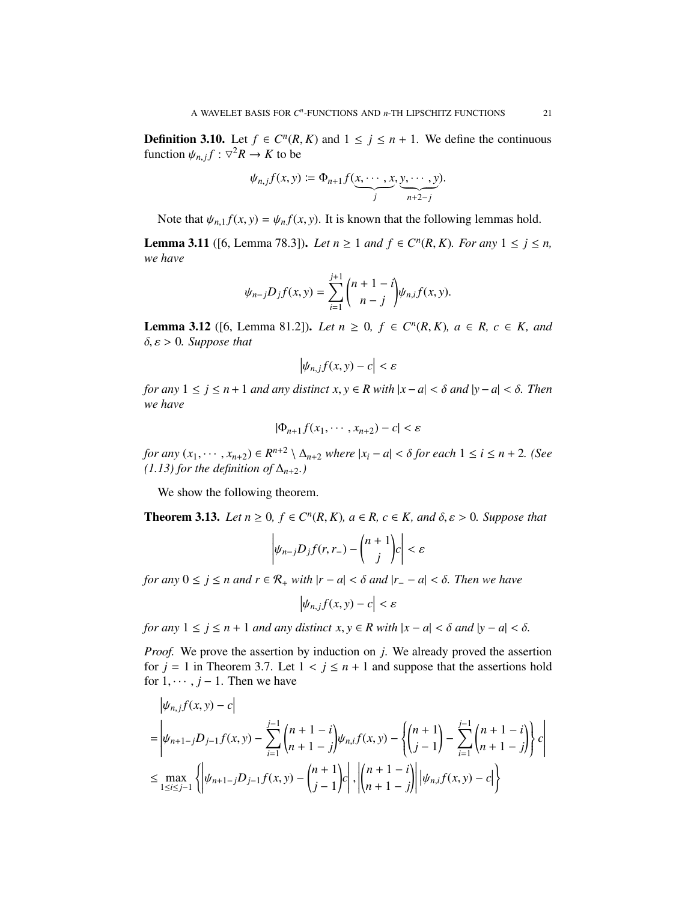**Definition 3.10.** Let $f \in C^n(R, K)$ and $1 \leq j \leq n+1$. We define the continuous function $\psi_{n,j} f : \triangledown^2 R \to K$ to be

$$\psi_{n,j} f(x, y) := \Phi_{n+1} f(\underbrace{x, \cdots, x}_{j}, \underbrace{y, \cdots, y}_{n+2-j}).$$

Note that $\psi_{n,1} f(x, y) = \psi_n f(x, y)$. It is known that the following lemmas hold.

**Lemma 3.11** ([6, Lemma 78.3]). *Let $n \geq 1$ and $f \in C^n(R, K)$. For any $1 \leq j \leq n$, we have*

$$\psi_{n-j} D_j f(x, y) = \sum_{i=1}^{j+1} \binom{n+1-i}{n-j} \psi_{n,i} f(x, y).$$

**Lemma 3.12** ([6, Lemma 81.2]). *Let $n \geq 0$, $f \in C^n(R, K)$, $a \in R$, $c \in K$, and $\delta, \varepsilon > 0$. Suppose that*

$$\left| \psi_{n,j} f(x, y) - c \right| < \varepsilon$$

*for any $1 \leq j \leq n+1$ and any distinct $x, y \in R$ with $|x - a| < \delta$ and $|y - a| < \delta$. Then we have*

$$|\Phi_{n+1} f(x_1, \cdots, x_{n+2}) - c| < \varepsilon$$

*for any $(x_1, \cdots, x_{n+2}) \in R^{n+2} \setminus \Delta_{n+2}$ where $|x_i - a| < \delta$ for each $1 \leq i \leq n+2$. (See (1.13) for the definition of $\Delta_{n+2}$.)*

We show the following theorem.

**Theorem 3.13.** *Let $n \geq 0$, $f \in C^n(R, K)$, $a \in R$, $c \in K$, and $\delta, \varepsilon > 0$. Suppose that*

$$\left| \psi_{n-j} D_j f(r, r_-) - \binom{n+1}{j} c \right| < \varepsilon$$

*for any $0 \leq j \leq n$ and $r \in \mathcal{R}_+$ with $|r - a| < \delta$ and $|r_- - a| < \delta$. Then we have*

$$\left| \psi_{n,j} f(x, y) - c \right| < \varepsilon$$

*for any $1 \leq j \leq n+1$ and any distinct $x, y \in R$ with $|x - a| < \delta$ and $|y - a| < \delta$.*

*Proof.* We prove the assertion by induction on $j$. We already proved the assertion for $j = 1$ in Theorem 3.7. Let $1 < j \leq n+1$ and suppose that the assertions hold for $1, \cdots, j-1$. Then we have

$$\begin{aligned}
&\left| \psi_{n,j} f(x, y) - c \right| \\
=& \left| \psi_{n+1-j} D_{j-1} f(x, y) - \sum_{i=1}^{j-1} \binom{n+1-i}{n+1-j} \psi_{n,i} f(x, y) - \left\{ \binom{n+1}{j-1} - \sum_{i=1}^{j-1} \binom{n+1-i}{n+1-j} \right\} c \right| \\
\leq& \max_{1 \leq i \leq j-1} \left\{ \left| \psi_{n+1-j} D_{j-1} f(x, y) - \binom{n+1}{j-1} c \right|, \left| \binom{n+1-i}{n+1-j} \right| \left| \psi_{n,i} f(x, y) - c \right| \right\}
\end{aligned}$$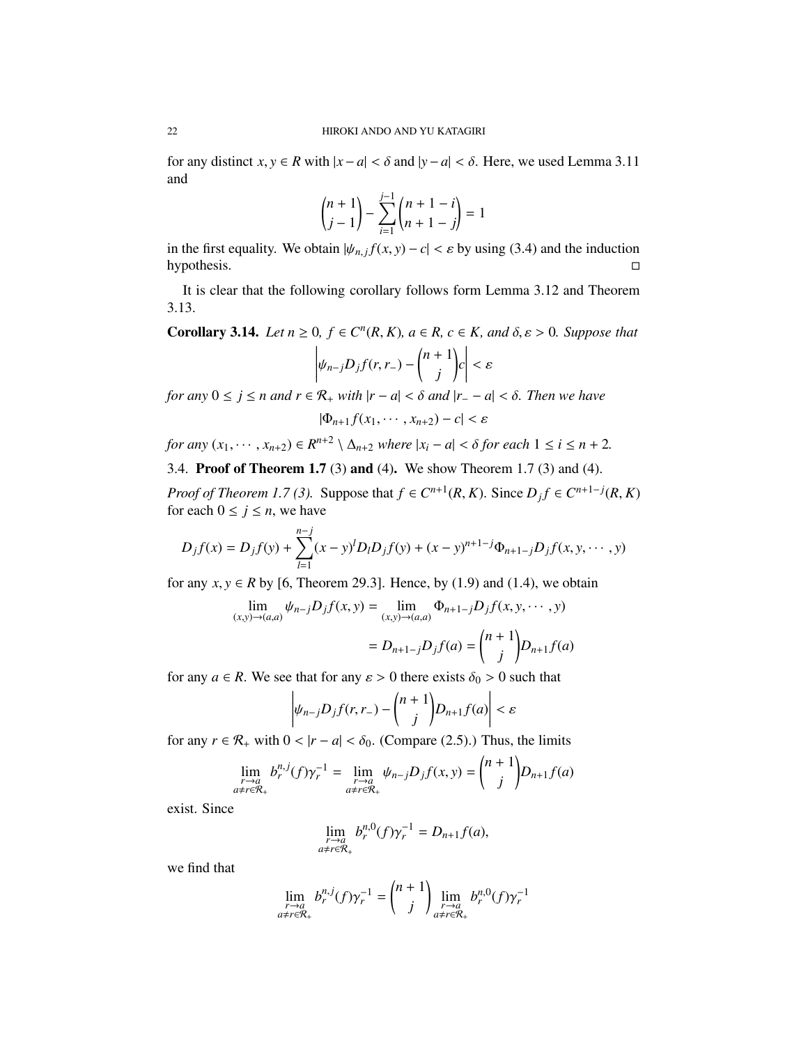for any distinct $x, y \in R$ with $|x-a| < \delta$ and $|y-a| < \delta$. Here, we used Lemma 3.11 and

$$\binom{n+1}{j-1} - \sum_{i=1}^{j-1} \binom{n+1-i}{n+1-j} = 1$$

in the first equality. We obtain $|\psi_{n,j} f(x,y) - c| < \varepsilon$ by using (3.4) and the induction hypothesis. □

It is clear that the following corollary follows form Lemma 3.12 and Theorem 3.13.

**Corollary 3.14.** *Let $n \geq 0$, $f \in C^n(R, K)$, $a \in R$, $c \in K$, and $\delta, \varepsilon > 0$. Suppose that*

$$\left| \psi_{n-j} D_j f(r, r_-) - \binom{n+1}{j} c \right| < \varepsilon$$

*for any $0 \leq j \leq n$ and $r \in \mathcal{R}_+$ with $|r-a| < \delta$ and $|r_- - a| < \delta$. Then we have*

$$|\Phi_{n+1} f(x_1, \cdots, x_{n+2}) - c| < \varepsilon$$

*for any $(x_1, \cdots, x_{n+2}) \in R^{n+2} \setminus \Delta_{n+2}$ where $|x_i - a| < \delta$ for each $1 \leq i \leq n+2$.*

### 3.4. **Proof of Theorem 1.7** (3) **and** (4).

We show Theorem 1.7 (3) and (4).

*Proof of Theorem 1.7 (3).* Suppose that $f \in C^{n+1}(R, K)$. Since $D_j f \in C^{n+1-j}(R, K)$ for each $0 \leq j \leq n$, we have

$$D_j f(x) = D_j f(y) + \sum_{l=1}^{n-j} (x-y)^l D_l D_j f(y) + (x-y)^{n+1-j} \Phi_{n+1-j} D_j f(x, y, \cdots, y)$$

for any $x, y \in R$ by [6, Theorem 29.3]. Hence, by (1.9) and (1.4), we obtain

$$\begin{aligned}
\lim_{(x,y)\to(a,a)} \psi_{n-j} D_j f(x,y) &= \lim_{(x,y)\to(a,a)} \Phi_{n+1-j} D_j f(x, y, \cdots, y) \\
&= D_{n+1-j} D_j f(a) = \binom{n+1}{j} D_{n+1} f(a)
\end{aligned}$$

for any $a \in R$. We see that for any $\varepsilon > 0$ there exists $\delta_0 > 0$ such that

$$\left| \psi_{n-j} D_j f(r, r_-) - \binom{n+1}{j} D_{n+1} f(a) \right| < \varepsilon$$

for any $r \in \mathcal{R}_+$ with $0 < |r-a| < \delta_0$. (Compare (2.5).) Thus, the limits

$$\lim_{\substack{r \to a \\ a \neq r \in \mathcal{R}_+}} b_r^{n,j}(f) \gamma_r^{-1} = \lim_{\substack{r \to a \\ a \neq r \in \mathcal{R}_+}} \psi_{n-j} D_j f(x,y) = \binom{n+1}{j} D_{n+1} f(a)$$

exist. Since

$$\lim_{\substack{r \to a \\ a \neq r \in \mathcal{R}_+}} b_r^{n,0}(f) \gamma_r^{-1} = D_{n+1} f(a),$$

we find that

$$\lim_{\substack{r \to a \\ a \neq r \in \mathcal{R}_+}} b_r^{n,j}(f) \gamma_r^{-1} = \binom{n+1}{j} \lim_{\substack{r \to a \\ a \neq r \in \mathcal{R}_+}} b_r^{n,0}(f) \gamma_r^{-1}$$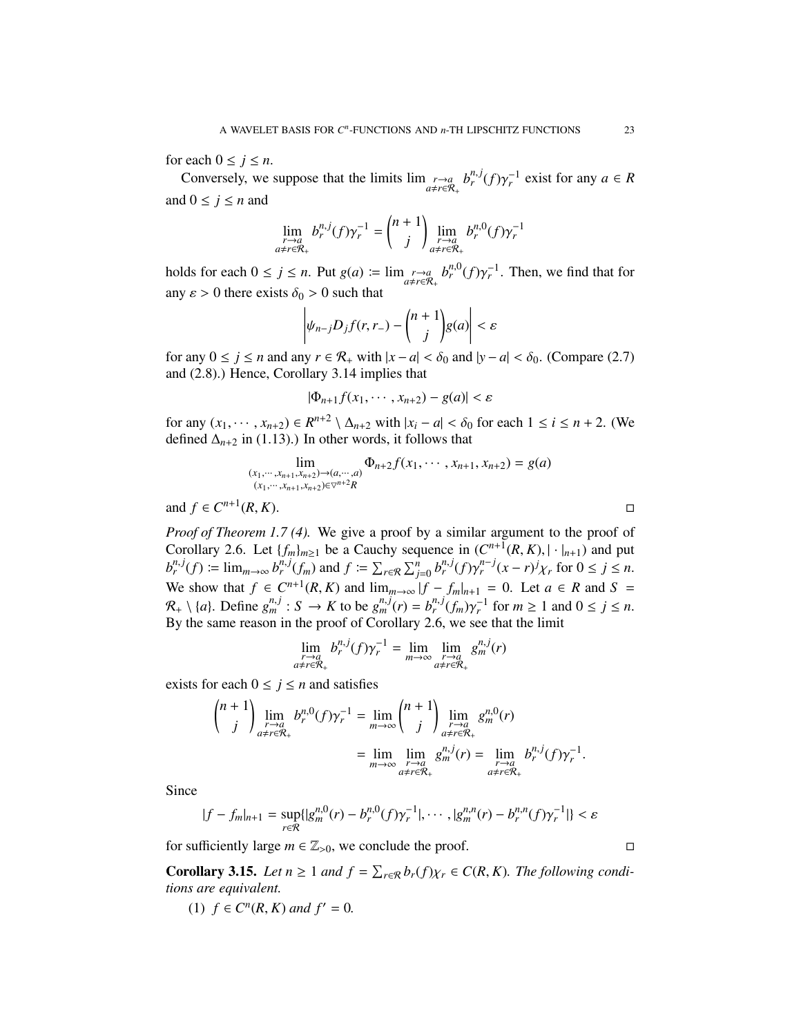for each $0 \le j \le n$.

Conversely, we suppose that the limits $\lim_{\substack{r \to a \\ a \ne r \in \mathcal{R}_+}} b_r^{n,j}(f)\gamma_r^{-1}$ exist for any $a \in R$ and $0 \le j \le n$ and

$$\lim_{\substack{r \to a \\ a \ne r \in \mathcal{R}_+}} b_r^{n,j}(f)\gamma_r^{-1} = \binom{n+1}{j} \lim_{\substack{r \to a \\ a \ne r \in \mathcal{R}_+}} b_r^{n,0}(f)\gamma_r^{-1}$$

holds for each $0 \le j \le n$. Put $g(a) := \lim_{\substack{r \to a \\ a \ne r \in \mathcal{R}_+}} b_r^{n,0}(f)\gamma_r^{-1}$. Then, we find that for any $\varepsilon > 0$ there exists $\delta_0 > 0$ such that

$$\left| \psi_{n-j} D_j f(r, r_-) - \binom{n+1}{j} g(a) \right| < \varepsilon$$

for any $0 \le j \le n$ and any $r \in \mathcal{R}_+$ with $|x - a| < \delta_0$ and $|y - a| < \delta_0$. (Compare (2.7) and (2.8).) Hence, Corollary 3.14 implies that

$$|\Phi_{n+1} f(x_1, \cdots, x_{n+2}) - g(a)| < \varepsilon$$

for any $(x_1, \cdots, x_{n+2}) \in R^{n+2} \setminus \Delta_{n+2}$ with $|x_i - a| < \delta_0$ for each $1 \le i \le n+2$. (We defined $\Delta_{n+2}$ in (1.13).) In other words, it follows that

$$\lim_{\substack{(x_1, \cdots, x_{n+1}, x_{n+2}) \to (a, \cdots, a) \\ (x_1, \cdots, x_{n+1}, x_{n+2}) \in \nabla^{n+2} R}} \Phi_{n+2} f(x_1, \cdots, x_{n+1}, x_{n+2}) = g(a)$$

and $f \in C^{n+1}(R, K)$. $\square$

*Proof of Theorem 1.7 (4).* We give a proof by a similar argument to the proof of Corollary 2.6. Let $\{f_m\}_{m \ge 1}$ be a Cauchy sequence in $(C^{n+1}(R, K), |\cdot|_{n+1})$ and put $b_r^{n,j}(f) := \lim_{m \to \infty} b_r^{n,j}(f_m)$ and $f := \sum_{r \in \mathcal{R}} \sum_{j=0}^{n} b_r^{n,j}(f)\gamma_r^{n-j}(x - r)^j \chi_r$ for $0 \le j \le n$. We show that $f \in C^{n+1}(R, K)$ and $\lim_{m \to \infty} |f - f_m|_{n+1} = 0$. Let $a \in R$ and $S = \mathcal{R}_+ \setminus \{a\}$. Define $g_m^{n,j} : S \to K$ to be $g_m^{n,j}(r) = b_r^{n,j}(f_m)\gamma_r^{-1}$ for $m \ge 1$ and $0 \le j \le n$. By the same reason in the proof of Corollary 2.6, we see that the limit

$$\lim_{\substack{r \to a \\ a \ne r \in \mathcal{R}_+}} b_r^{n,j}(f)\gamma_r^{-1} = \lim_{m \to \infty} \lim_{\substack{r \to a \\ a \ne r \in \mathcal{R}_+}} g_m^{n,j}(r)$$

exists for each $0 \le j \le n$ and satisfies

$$\begin{aligned}
\binom{n+1}{j} \lim_{\substack{r \to a \\ a \ne r \in \mathcal{R}_+}} b_r^{n,0}(f)\gamma_r^{-1} &= \lim_{m \to \infty} \binom{n+1}{j} \lim_{\substack{r \to a \\ a \ne r \in \mathcal{R}_+}} g_m^{n,0}(r) \\
&= \lim_{m \to \infty} \lim_{\substack{r \to a \\ a \ne r \in \mathcal{R}_+}} g_m^{n,j}(r) = \lim_{\substack{r \to a \\ a \ne r \in \mathcal{R}_+}} b_r^{n,j}(f)\gamma_r^{-1}.
\end{aligned}$$

Since

$$|f - f_m|_{n+1} = \sup_{r \in \mathcal{R}} \{|g_m^{n,0}(r) - b_r^{n,0}(f)\gamma_r^{-1}|, \cdots, |g_m^{n,n}(r) - b_r^{n,n}(f)\gamma_r^{-1}|\} < \varepsilon$$

for sufficiently large $m \in \mathbb{Z}_{>0}$, we conclude the proof. $\square$

**Corollary 3.15.** *Let $n \ge 1$ and $f = \sum_{r \in \mathcal{R}} b_r(f)\chi_r \in C(R, K)$. The following conditions are equivalent.*

(1) *$f \in C^n(R, K)$ and $f' = 0$.*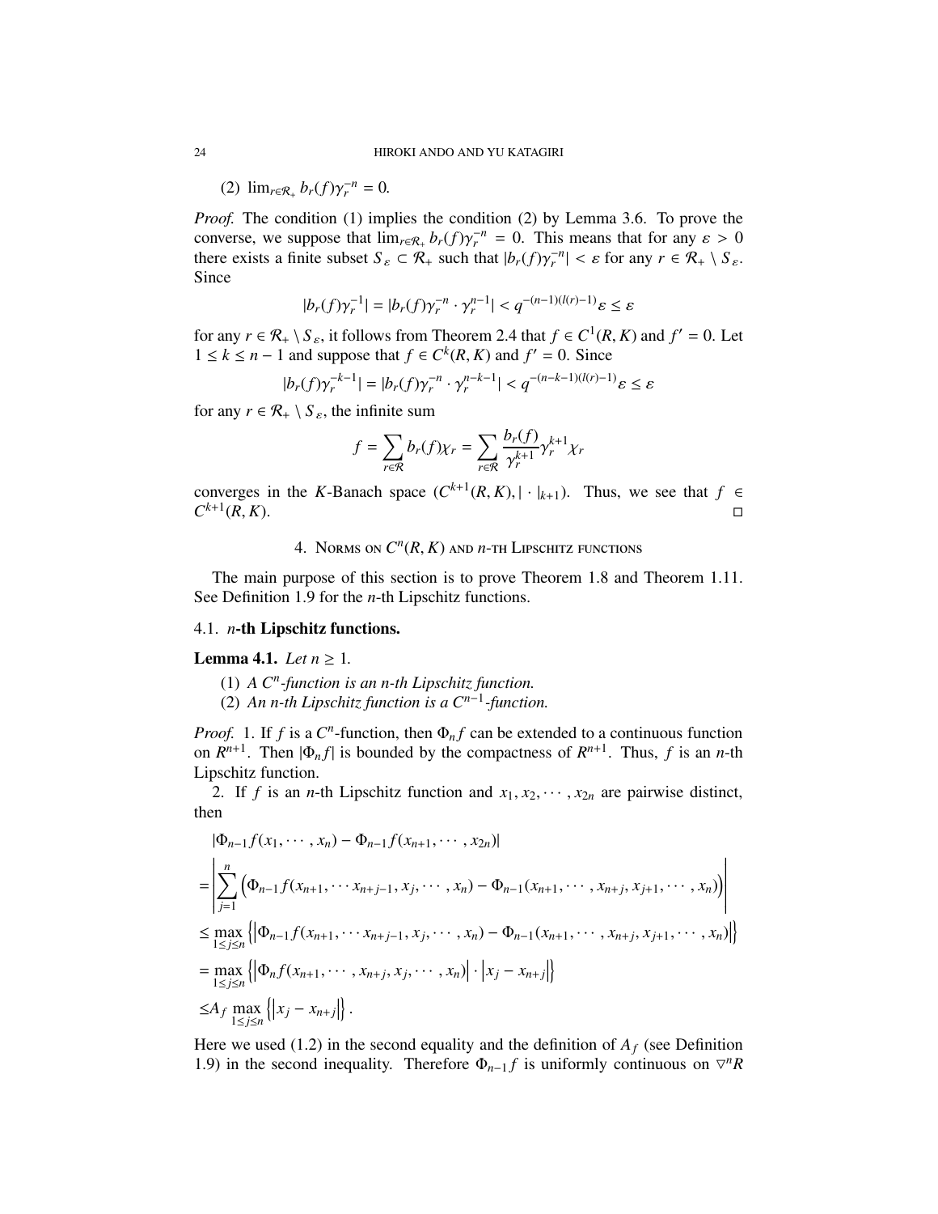(2) $\lim_{r\in\mathcal{R}_+} b_r(f)\gamma_r^{-n} = 0$.

*Proof.* The condition (1) implies the condition (2) by Lemma 3.6. To prove the converse, we suppose that $\lim_{r\in\mathcal{R}_+} b_r(f)\gamma_r^{-n} = 0$. This means that for any $\varepsilon > 0$ there exists a finite subset $S_\varepsilon \subset \mathcal{R}_+$ such that $|b_r(f)\gamma_r^{-n}| < \varepsilon$ for any $r \in \mathcal{R}_+ \setminus S_\varepsilon$. Since

$$|b_r(f)\gamma_r^{-1}| = |b_r(f)\gamma_r^{-n} \cdot \gamma_r^{n-1}| < q^{-(n-1)(l(r)-1)}\varepsilon \leq \varepsilon$$

for any $r \in \mathcal{R}_+ \setminus S_\varepsilon$, it follows from Theorem 2.4 that $f \in C^1(R, K)$ and $f' = 0$. Let $1 \leq k \leq n-1$ and suppose that $f \in C^k(R, K)$ and $f' = 0$. Since

$$|b_r(f)\gamma_r^{-k-1}| = |b_r(f)\gamma_r^{-n} \cdot \gamma_r^{n-k-1}| < q^{-(n-k-1)(l(r)-1)}\varepsilon \leq \varepsilon$$

for any $r \in \mathcal{R}_+ \setminus S_\varepsilon$, the infinite sum

$$f = \sum_{r\in\mathcal{R}} b_r(f)\chi_r = \sum_{r\in\mathcal{R}} \frac{b_r(f)}{\gamma_r^{k+1}}\gamma_r^{k+1}\chi_r$$

converges in the $K$-Banach space $(C^{k+1}(R, K), |\cdot|_{k+1})$. Thus, we see that $f \in C^{k+1}(R, K)$. $\square$

## 4. Norms on $C^n(R, K)$ and $n$-th Lipschitz functions

The main purpose of this section is to prove Theorem 1.8 and Theorem 1.11. See Definition 1.9 for the $n$-th Lipschitz functions.

### 4.1. $n$-th Lipschitz functions.

**Lemma 4.1.** *Let $n \geq 1$.*

1. *A $C^n$-function is an $n$-th Lipschitz function.*
2. *An $n$-th Lipschitz function is a $C^{n-1}$-function.*

*Proof.* 1. If $f$ is a $C^n$-function, then $\Phi_n f$ can be extended to a continuous function on $R^{n+1}$. Then $|\Phi_n f|$ is bounded by the compactness of $R^{n+1}$. Thus, $f$ is an $n$-th Lipschitz function.

2. If $f$ is an $n$-th Lipschitz function and $x_1, x_2, \cdots, x_{2n}$ are pairwise distinct, then

$$\begin{aligned}
&|\Phi_{n-1}f(x_1, \cdots, x_n) - \Phi_{n-1}f(x_{n+1}, \cdots, x_{2n})| \\
=&\left|\sum_{j=1}^{n}\Big(\Phi_{n-1}f(x_{n+1}, \cdots x_{n+j-1}, x_j, \cdots, x_n) - \Phi_{n-1}(x_{n+1}, \cdots, x_{n+j}, x_{j+1}, \cdots, x_n)\Big)\right| \\
\leq& \max_{1\leq j\leq n}\Big\{\Big|\Phi_{n-1}f(x_{n+1}, \cdots x_{n+j-1}, x_j, \cdots, x_n) - \Phi_{n-1}(x_{n+1}, \cdots, x_{n+j}, x_{j+1}, \cdots, x_n)\Big|\Big\} \\
=& \max_{1\leq j\leq n}\Big\{\Big|\Phi_n f(x_{n+1}, \cdots, x_{n+j}, x_j, \cdots, x_n)\Big| \cdot \Big|x_j - x_{n+j}\Big|\Big\} \\
\leq& A_f \max_{1\leq j\leq n}\Big\{\Big|x_j - x_{n+j}\Big|\Big\}.
\end{aligned}$$

Here we used (1.2) in the second equality and the definition of $A_f$ (see Definition 1.9) in the second inequality. Therefore $\Phi_{n-1}f$ is uniformly continuous on $\triangledown^n R$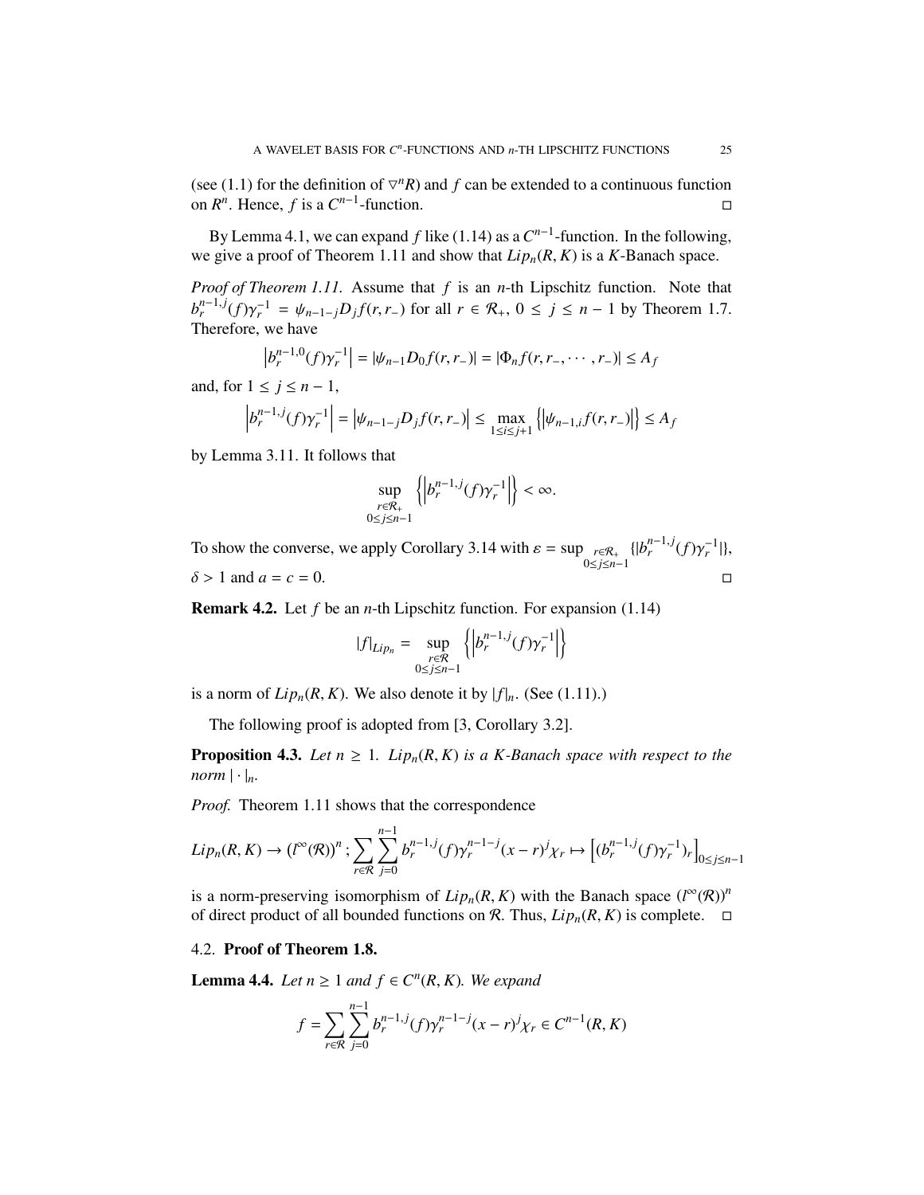(see (1.1) for the definition of $\triangledown^n R$) and $f$ can be extended to a continuous function on $R^n$. Hence, $f$ is a $C^{n-1}$-function. $\square$

By Lemma 4.1, we can expand $f$ like (1.14) as a $C^{n-1}$-function. In the following, we give a proof of Theorem 1.11 and show that $Lip_n(R,K)$ is a $K$-Banach space.

*Proof of Theorem 1.11.* Assume that $f$ is an $n$-th Lipschitz function. Note that $b_r^{n-1,j}(f)\gamma_r^{-1} = \psi_{n-1-j}D_j f(r,r_-)$ for all $r \in \mathcal{R}_+$, $0 \le j \le n-1$ by Theorem 1.7. Therefore, we have

$$\left|b_r^{n-1,0}(f)\gamma_r^{-1}\right| = |\psi_{n-1}D_0 f(r,r_-)| = |\Phi_n f(r,r_-,\cdots,r_-)| \le A_f$$

and, for $1 \le j \le n-1$,

$$\left|b_r^{n-1,j}(f)\gamma_r^{-1}\right| = \left|\psi_{n-1-j}D_j f(r,r_-)\right| \le \max_{1\le i\le j+1}\left\{\left|\psi_{n-1,i}f(r,r_-)\right|\right\} \le A_f$$

by Lemma 3.11. It follows that

$$\sup_{\substack{r\in\mathcal{R}_+\\0\le j\le n-1}}\left\{\left|b_r^{n-1,j}(f)\gamma_r^{-1}\right|\right\} < \infty.$$

To show the converse, we apply Corollary 3.14 with $\varepsilon = \sup_{\substack{r\in\mathcal{R}_+\\0\le j\le n-1}}\{|b_r^{n-1,j}(f)\gamma_r^{-1}|\}$, $\delta > 1$ and $a = c = 0$. $\square$

**Remark 4.2.** Let $f$ be an $n$-th Lipschitz function. For expansion (1.14)

$$|f|_{Lip_n} = \sup_{\substack{r\in\mathcal{R}\\0\le j\le n-1}}\left\{\left|b_r^{n-1,j}(f)\gamma_r^{-1}\right|\right\}$$

is a norm of $Lip_n(R,K)$. We also denote it by $|f|_n$. (See (1.11).)

The following proof is adopted from [3, Corollary 3.2].

**Proposition 4.3.** *Let $n \ge 1$. $Lip_n(R,K)$ is a $K$-Banach space with respect to the norm $|\cdot|_n$.*

*Proof.* Theorem 1.11 shows that the correspondence

$$Lip_n(R,K) \to (l^\infty(\mathcal{R}))^n\,; \sum_{r\in\mathcal{R}}\sum_{j=0}^{n-1} b_r^{n-1,j}(f)\gamma_r^{n-1-j}(x-r)^j\chi_r \mapsto \left[(b_r^{n-1,j}(f)\gamma_r^{-1})_r\right]_{0\le j\le n-1}$$

is a norm-preserving isomorphism of $Lip_n(R,K)$ with the Banach space $(l^\infty(\mathcal{R}))^n$ of direct product of all bounded functions on $\mathcal{R}$. Thus, $Lip_n(R,K)$ is complete. $\square$

### 4.2. Proof of Theorem 1.8.

**Lemma 4.4.** *Let $n \ge 1$ and $f \in C^n(R,K)$. We expand*

$$f = \sum_{r\in\mathcal{R}}\sum_{j=0}^{n-1} b_r^{n-1,j}(f)\gamma_r^{n-1-j}(x-r)^j\chi_r \in C^{n-1}(R,K)$$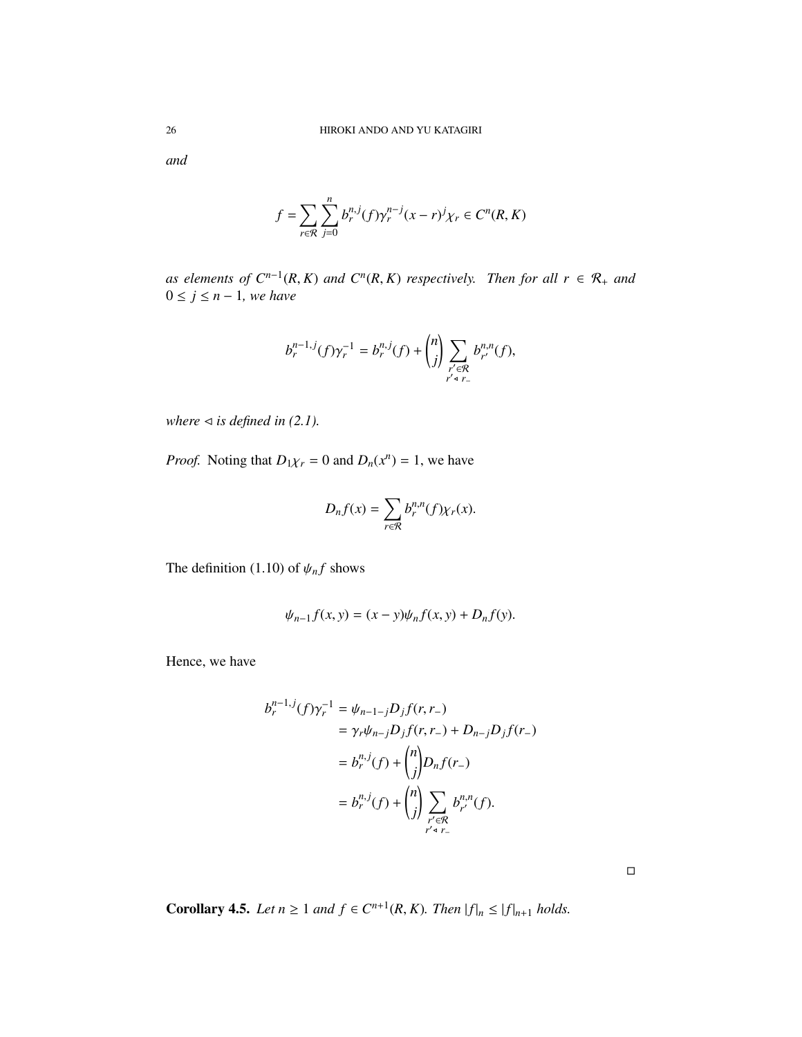*and*

$$f = \sum_{r \in \mathcal{R}} \sum_{j=0}^{n} b_r^{n,j}(f) \gamma_r^{n-j} (x-r)^j \chi_r \in C^n(R, K)$$

*as elements of* $C^{n-1}(R, K)$ *and* $C^n(R, K)$ *respectively. Then for all* $r \in \mathcal{R}_+$ *and* $0 \leq j \leq n-1$*, we have*

$$b_r^{n-1,j}(f) \gamma_r^{-1} = b_r^{n,j}(f) + \binom{n}{j} \sum_{\substack{r' \in \mathcal{R} \\ r' \lhd r_-}} b_{r'}^{n,n}(f),$$

*where* $\lhd$ *is defined in (2.1).*

*Proof.* Noting that $D_1 \chi_r = 0$ and $D_n(x^n) = 1$, we have

$$D_n f(x) = \sum_{r \in \mathcal{R}} b_r^{n,n}(f) \chi_r(x).$$

The definition (1.10) of $\psi_n f$ shows

$$\psi_{n-1} f(x, y) = (x - y) \psi_n f(x, y) + D_n f(y).$$

Hence, we have

$$\begin{aligned}
b_r^{n-1,j}(f) \gamma_r^{-1} &= \psi_{n-1-j} D_j f(r, r_-) \\
&= \gamma_r \psi_{n-j} D_j f(r, r_-) + D_{n-j} D_j f(r_-) \\
&= b_r^{n,j}(f) + \binom{n}{j} D_n f(r_-) \\
&= b_r^{n,j}(f) + \binom{n}{j} \sum_{\substack{r' \in \mathcal{R} \\ r' \lhd r_-}} b_{r'}^{n,n}(f).
\end{aligned}$$

$\square$

**Corollary 4.5.** *Let* $n \geq 1$ *and* $f \in C^{n+1}(R, K)$*. Then* $|f|_n \leq |f|_{n+1}$ *holds.*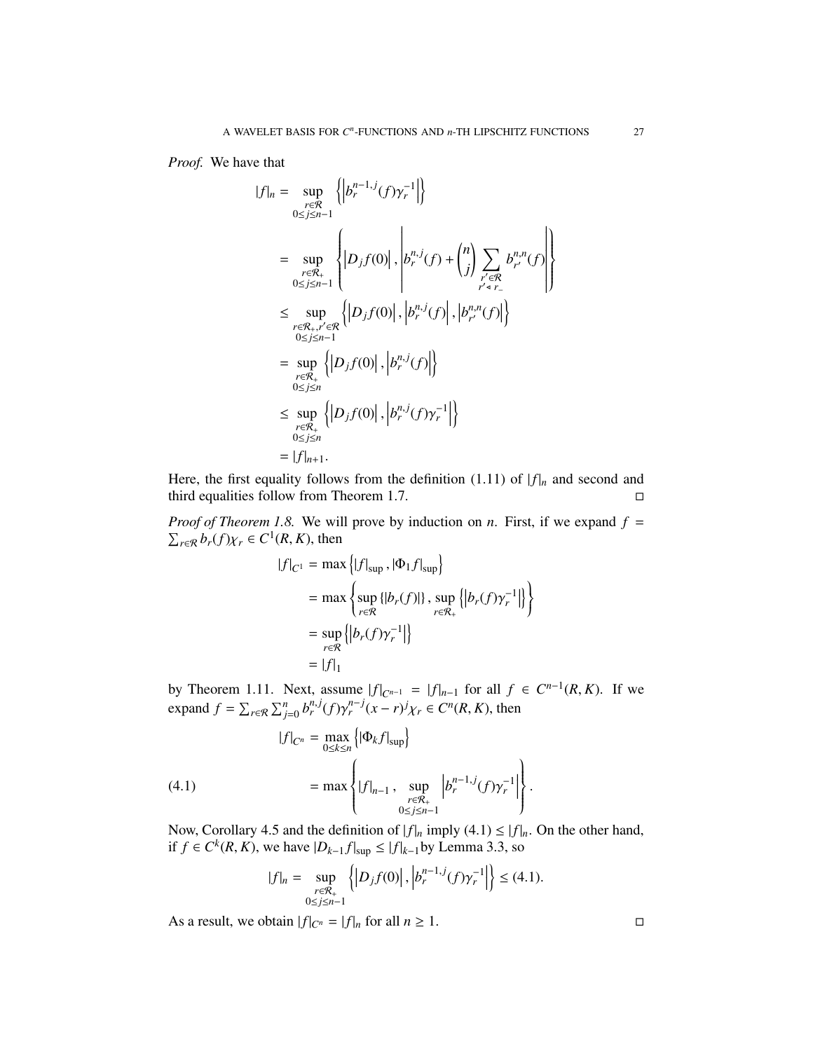*Proof.* We have that

$$
\begin{aligned}
|f|_n &= \sup_{\substack{r\in\mathcal{R}\\ 0\le j\le n-1}} \left\{ \left| b_r^{n-1,j}(f)\gamma_r^{-1} \right| \right\} \\
&= \sup_{\substack{r\in\mathcal{R}_+\\ 0\le j\le n-1}} \left\{ \left| D_j f(0) \right|, \left| b_r^{n,j}(f) + \binom{n}{j} \sum_{\substack{r'\in\mathcal{R}\\ r' \triangleleft r_-}} b_{r'}^{n,n}(f) \right| \right\} \\
&\le \sup_{\substack{r\in\mathcal{R}_+, r'\in\mathcal{R}\\ 0\le j\le n-1}} \left\{ \left| D_j f(0) \right|, \left| b_r^{n,j}(f) \right|, \left| b_{r'}^{n,n}(f) \right| \right\} \\
&= \sup_{\substack{r\in\mathcal{R}_+\\ 0\le j\le n}} \left\{ \left| D_j f(0) \right|, \left| b_r^{n,j}(f) \right| \right\} \\
&\le \sup_{\substack{r\in\mathcal{R}_+\\ 0\le j\le n}} \left\{ \left| D_j f(0) \right|, \left| b_r^{n,j}(f)\gamma_r^{-1} \right| \right\} \\
&= |f|_{n+1}.
\end{aligned}
$$

Here, the first equality follows from the definition (1.11) of $|f|_n$ and second and third equalities follow from Theorem 1.7. □

*Proof of Theorem 1.8.* We will prove by induction on $n$. First, if we expand $f = \sum_{r\in\mathcal{R}} b_r(f)\chi_r \in C^1(R, K)$, then

$$
\begin{aligned}
|f|_{C^1} &= \max\left\{ |f|_{\sup}, |\Phi_1 f|_{\sup} \right\} \\
&= \max\left\{ \sup_{r\in\mathcal{R}} \{|b_r(f)|\}, \sup_{r\in\mathcal{R}_+} \left\{ \left| b_r(f)\gamma_r^{-1} \right| \right\} \right\} \\
&= \sup_{r\in\mathcal{R}} \left\{ \left| b_r(f)\gamma_r^{-1} \right| \right\} \\
&= |f|_1
\end{aligned}
$$

by Theorem 1.11. Next, assume $|f|_{C^{n-1}} = |f|_{n-1}$ for all $f \in C^{n-1}(R, K)$. If we expand $f = \sum_{r\in\mathcal{R}} \sum_{j=0}^{n} b_r^{n,j}(f)\gamma_r^{n-j}(x-r)^j\chi_r \in C^n(R, K)$, then

$$
\begin{aligned}
|f|_{C^n} &= \max_{0\le k\le n} \left\{ |\Phi_k f|_{\sup} \right\} \\
&= \max\left\{ |f|_{n-1}, \sup_{\substack{r\in\mathcal{R}_+\\ 0\le j\le n-1}} \left| b_r^{n-1,j}(f)\gamma_r^{-1} \right| \right\}. \qquad (4.1)
\end{aligned}
$$

Now, Corollary 4.5 and the definition of $|f|_n$ imply (4.1) $\le |f|_n$. On the other hand, if $f \in C^k(R, K)$, we have $|D_{k-1} f|_{\sup} \le |f|_{k-1}$by Lemma 3.3, so

$$
|f|_n = \sup_{\substack{r\in\mathcal{R}_+\\ 0\le j\le n-1}} \left\{ \left| D_j f(0) \right|, \left| b_r^{n-1,j}(f)\gamma_r^{-1} \right| \right\} \le (4.1).
$$

As a result, we obtain $|f|_{C^n} = |f|_n$ for all $n \ge 1$. □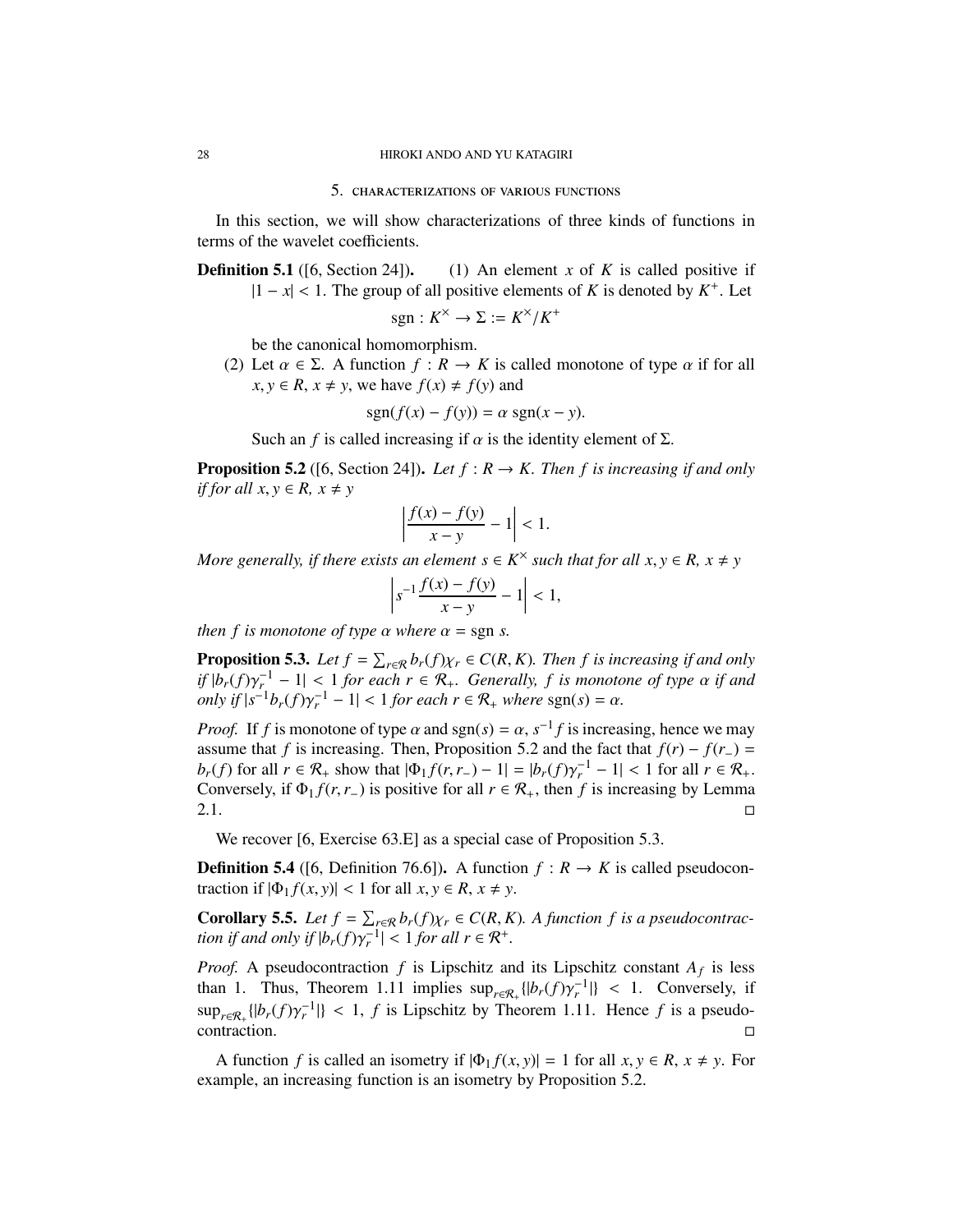## 5. Characterizations of various functions

In this section, we will show characterizations of three kinds of functions in terms of the wavelet coefficients.

**Definition 5.1** ([6, Section 24]). (1) An element $x$ of $K$ is called positive if $|1 - x| < 1$. The group of all positive elements of $K$ is denoted by $K^+$. Let

$$\operatorname{sgn} : K^\times \to \Sigma := K^\times / K^+$$

be the canonical homomorphism.

(2) Let $\alpha \in \Sigma$. A function $f : R \to K$ is called monotone of type $\alpha$ if for all $x, y \in R$, $x \neq y$, we have $f(x) \neq f(y)$ and

$$\operatorname{sgn}(f(x) - f(y)) = \alpha \operatorname{sgn}(x - y).$$

Such an $f$ is called increasing if $\alpha$ is the identity element of $\Sigma$.

**Proposition 5.2** ([6, Section 24]). *Let $f : R \to K$. Then $f$ is increasing if and only if for all $x, y \in R$, $x \neq y$*

$$\left| \frac{f(x) - f(y)}{x - y} - 1 \right| < 1.$$

*More generally, if there exists an element $s \in K^\times$ such that for all $x, y \in R$, $x \neq y$*

$$\left| s^{-1} \frac{f(x) - f(y)}{x - y} - 1 \right| < 1,$$

*then $f$ is monotone of type $\alpha$ where $\alpha = \operatorname{sgn} s$.*

**Proposition 5.3.** *Let $f = \sum_{r \in \mathcal{R}} b_r(f) \chi_r \in C(R, K)$. Then $f$ is increasing if and only if $|b_r(f)\gamma_r^{-1} - 1| < 1$ for each $r \in \mathcal{R}_+$. Generally, $f$ is monotone of type $\alpha$ if and only if $|s^{-1} b_r(f) \gamma_r^{-1} - 1| < 1$ for each $r \in \mathcal{R}_+$ where $\operatorname{sgn}(s) = \alpha$.*

*Proof.* If $f$ is monotone of type $\alpha$ and $\operatorname{sgn}(s) = \alpha$, $s^{-1} f$ is increasing, hence we may assume that $f$ is increasing. Then, Proposition 5.2 and the fact that $f(r) - f(r_-) = b_r(f)$ for all $r \in \mathcal{R}_+$ show that $|\Phi_1 f(r, r_-) - 1| = |b_r(f)\gamma_r^{-1} - 1| < 1$ for all $r \in \mathcal{R}_+$. Conversely, if $\Phi_1 f(r, r_-)$ is positive for all $r \in \mathcal{R}_+$, then $f$ is increasing by Lemma 2.1. □

We recover [6, Exercise 63.E] as a special case of Proposition 5.3.

**Definition 5.4** ([6, Definition 76.6]). A function $f : R \to K$ is called pseudocontraction if $|\Phi_1 f(x, y)| < 1$ for all $x, y \in R$, $x \neq y$.

**Corollary 5.5.** *Let $f = \sum_{r \in \mathcal{R}} b_r(f) \chi_r \in C(R, K)$. A function $f$ is a pseudocontraction if and only if $|b_r(f)\gamma_r^{-1}| < 1$ for all $r \in \mathcal{R}^+$.*

*Proof.* A pseudocontraction $f$ is Lipschitz and its Lipschitz constant $A_f$ is less than 1. Thus, Theorem 1.11 implies $\sup_{r \in \mathcal{R}_+} \{|b_r(f)\gamma_r^{-1}|\} < 1$. Conversely, if $\sup_{r \in \mathcal{R}_+} \{|b_r(f)\gamma_r^{-1}|\} < 1$, $f$ is Lipschitz by Theorem 1.11. Hence $f$ is a pseudocontraction. □

A function $f$ is called an isometry if $|\Phi_1 f(x, y)| = 1$ for all $x, y \in R$, $x \neq y$. For example, an increasing function is an isometry by Proposition 5.2.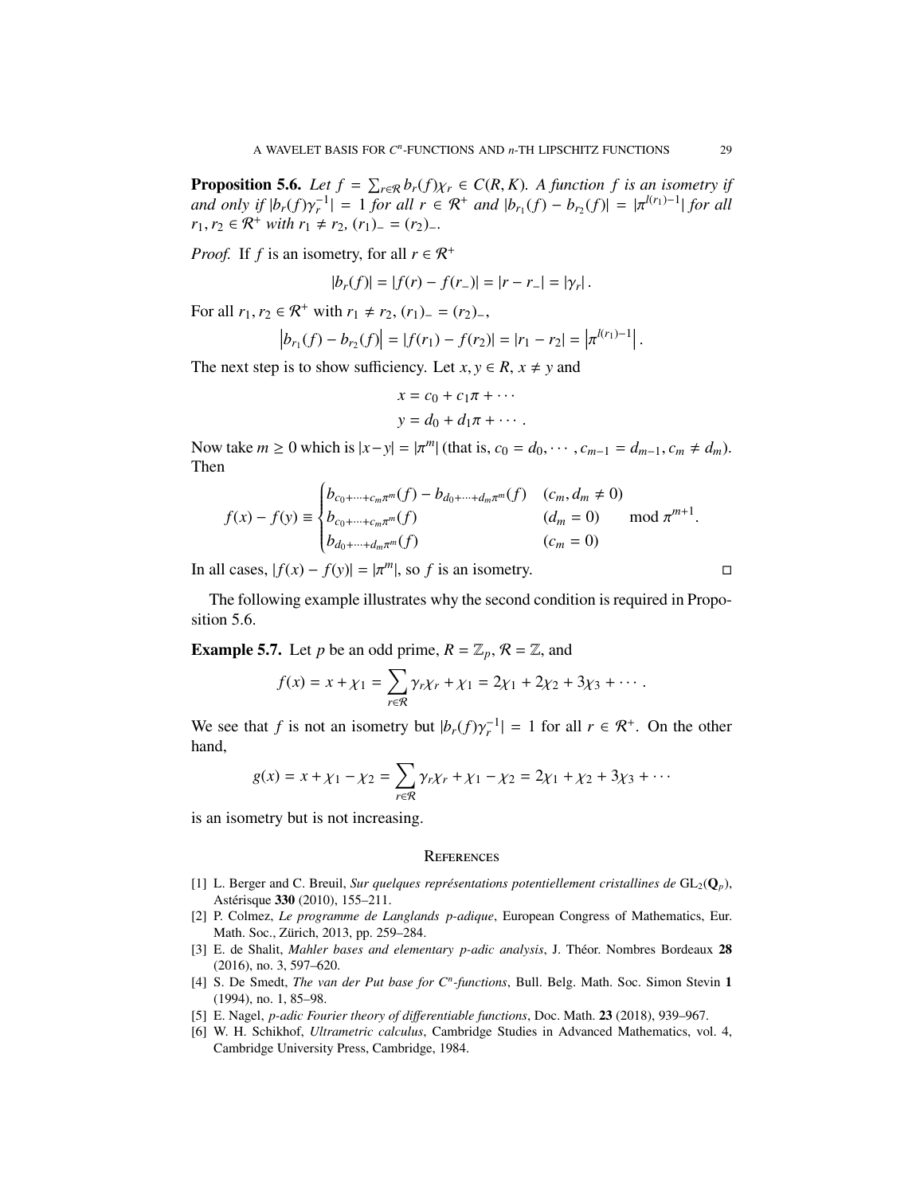**Proposition 5.6.** *Let $f = \sum_{r\in\mathcal{R}} b_r(f)\chi_r \in C(R, K)$. A function $f$ is an isometry if and only if $|b_r(f)\gamma_r^{-1}| = 1$ for all $r \in \mathcal{R}^+$ and $|b_{r_1}(f) - b_{r_2}(f)| = |\pi^{l(r_1)-1}|$ for all $r_1, r_2 \in \mathcal{R}^+$ with $r_1 \neq r_2$, $(r_1)_- = (r_2)_-$.*

*Proof.* If $f$ is an isometry, for all $r \in \mathcal{R}^+$

$$|b_r(f)| = |f(r) - f(r_-)| = |r - r_-| = |\gamma_r|.$$

For all $r_1, r_2 \in \mathcal{R}^+$ with $r_1 \neq r_2$, $(r_1)_- = (r_2)_-$,

$$\left|b_{r_1}(f) - b_{r_2}(f)\right| = |f(r_1) - f(r_2)| = |r_1 - r_2| = \left|\pi^{l(r_1)-1}\right|.$$

The next step is to show sufficiency. Let $x, y \in R$, $x \neq y$ and

$$x = c_0 + c_1\pi + \cdots$$
$$y = d_0 + d_1\pi + \cdots.$$

Now take $m \geq 0$ which is $|x-y| = |\pi^m|$ (that is, $c_0 = d_0, \cdots, c_{m-1} = d_{m-1}, c_m \neq d_m$). Then

$$f(x) - f(y) \equiv \begin{cases} b_{c_0+\cdots+c_m\pi^m}(f) - b_{d_0+\cdots+d_m\pi^m}(f) & (c_m, d_m \neq 0) \\ b_{c_0+\cdots+c_m\pi^m}(f) & (d_m = 0) \\ b_{d_0+\cdots+d_m\pi^m}(f) & (c_m = 0) \end{cases} \mod \pi^{m+1}.$$

In all cases, $|f(x) - f(y)| = |\pi^m|$, so $f$ is an isometry. □

The following example illustrates why the second condition is required in Proposition 5.6.

**Example 5.7.** Let $p$ be an odd prime, $R = \mathbb{Z}_p$, $\mathcal{R} = \mathbb{Z}$, and

$$f(x) = x + \chi_1 = \sum_{r\in\mathcal{R}} \gamma_r\chi_r + \chi_1 = 2\chi_1 + 2\chi_2 + 3\chi_3 + \cdots.$$

We see that $f$ is not an isometry but $|b_r(f)\gamma_r^{-1}| = 1$ for all $r \in \mathcal{R}^+$. On the other hand,

$$g(x) = x + \chi_1 - \chi_2 = \sum_{r\in\mathcal{R}} \gamma_r\chi_r + \chi_1 - \chi_2 = 2\chi_1 + \chi_2 + 3\chi_3 + \cdots$$

is an isometry but is not increasing.

## References

[1] L. Berger and C. Breuil, *Sur quelques représentations potentiellement cristallines de* $\mathrm{GL}_2(\mathbf{Q}_p)$, Astérisque **330** (2010), 155–211.

[2] P. Colmez, *Le programme de Langlands p-adique*, European Congress of Mathematics, Eur. Math. Soc., Zürich, 2013, pp. 259–284.

[3] E. de Shalit, *Mahler bases and elementary p-adic analysis*, J. Théor. Nombres Bordeaux **28** (2016), no. 3, 597–620.

[4] S. De Smedt, *The van der Put base for $C^n$-functions*, Bull. Belg. Math. Soc. Simon Stevin **1** (1994), no. 1, 85–98.

[5] E. Nagel, *p-adic Fourier theory of differentiable functions*, Doc. Math. **23** (2018), 939–967.

[6] W. H. Schikhof, *Ultrametric calculus*, Cambridge Studies in Advanced Mathematics, vol. 4, Cambridge University Press, Cambridge, 1984.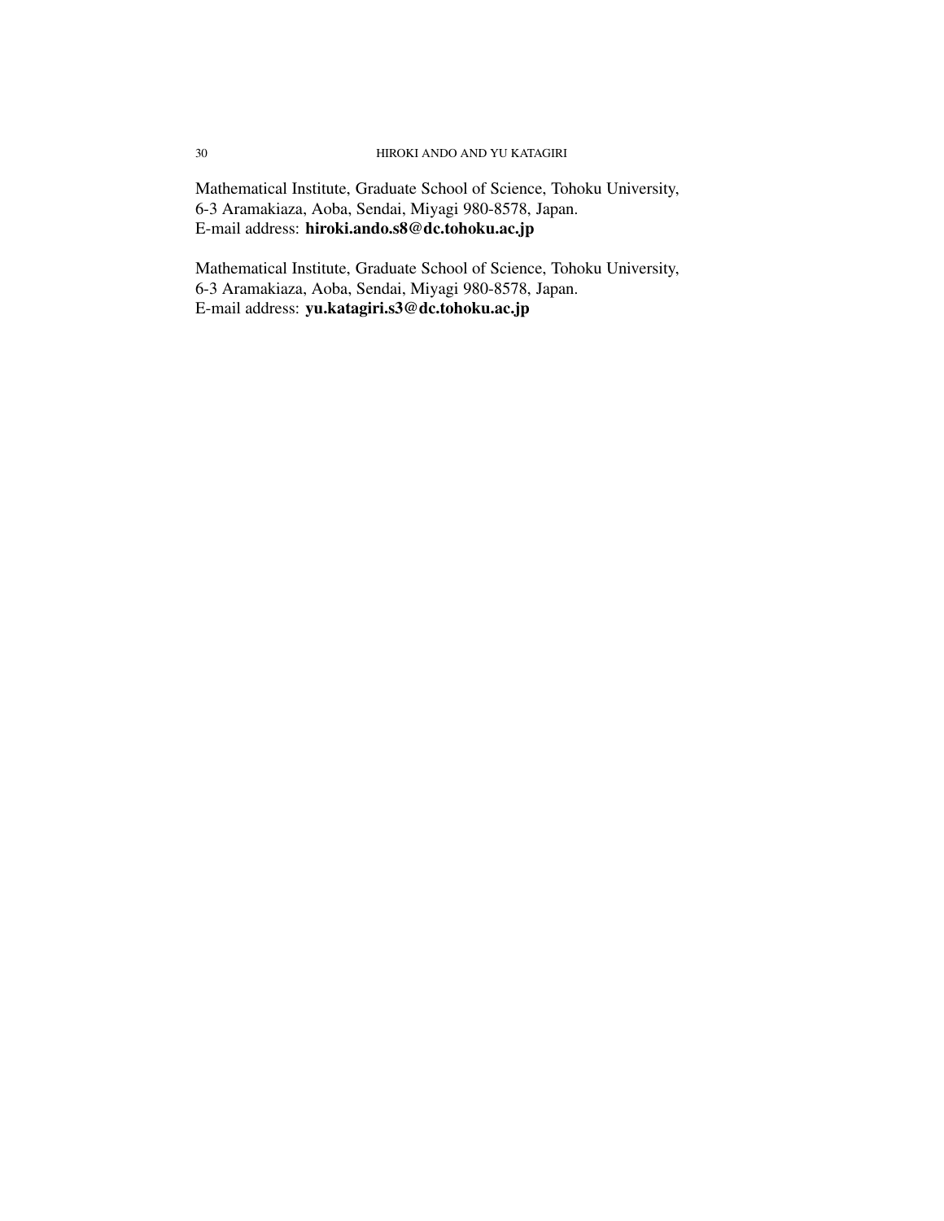Mathematical Institute, Graduate School of Science, Tohoku University,
6-3 Aramakiaza, Aoba, Sendai, Miyagi 980-8578, Japan.
E-mail address: **hiroki.ando.s8@dc.tohoku.ac.jp**

Mathematical Institute, Graduate School of Science, Tohoku University,
6-3 Aramakiaza, Aoba, Sendai, Miyagi 980-8578, Japan.
E-mail address: **yu.katagiri.s3@dc.tohoku.ac.jp**